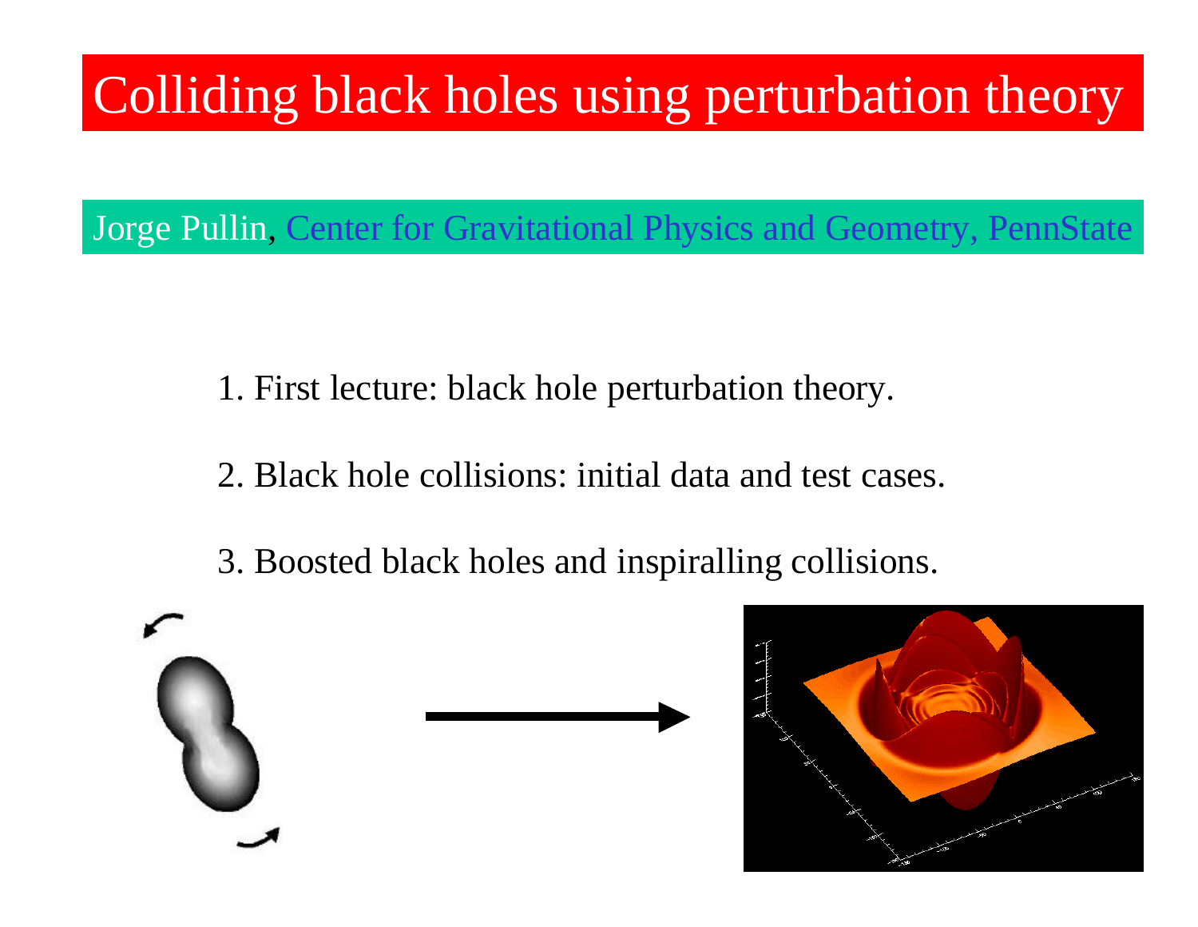# Colliding black holes using perturbation theory

Jorge Pullin, Center for Gravitational Physics and Geometry, PennState

1. First lecture: black hole perturbation theory.

2. Black hole collisions: initial data and test cases.

3. Boosted black holes and inspiralling collisions.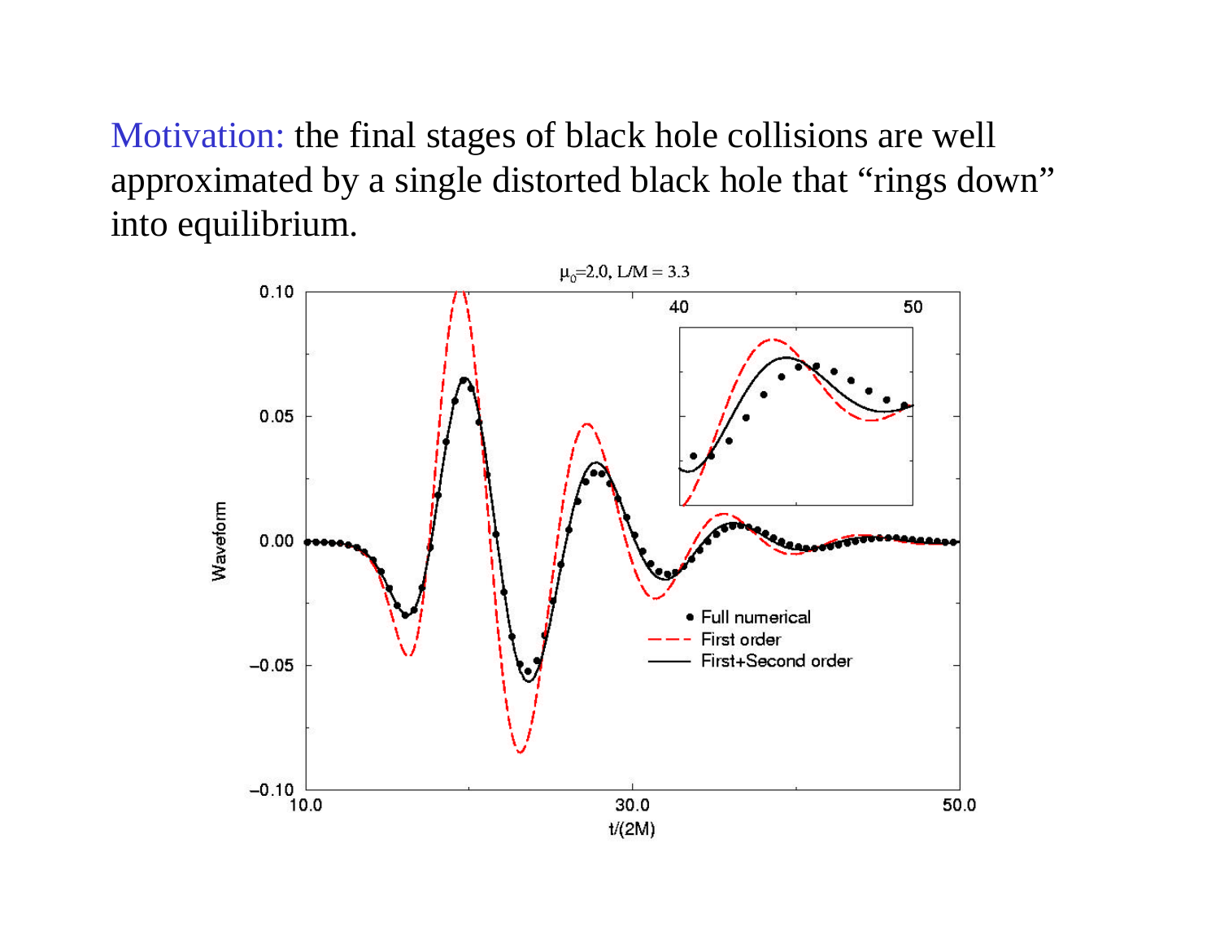Motivation: the final stages of black hole collisions are well approximated by a single distorted black hole that "rings down" into equilibrium.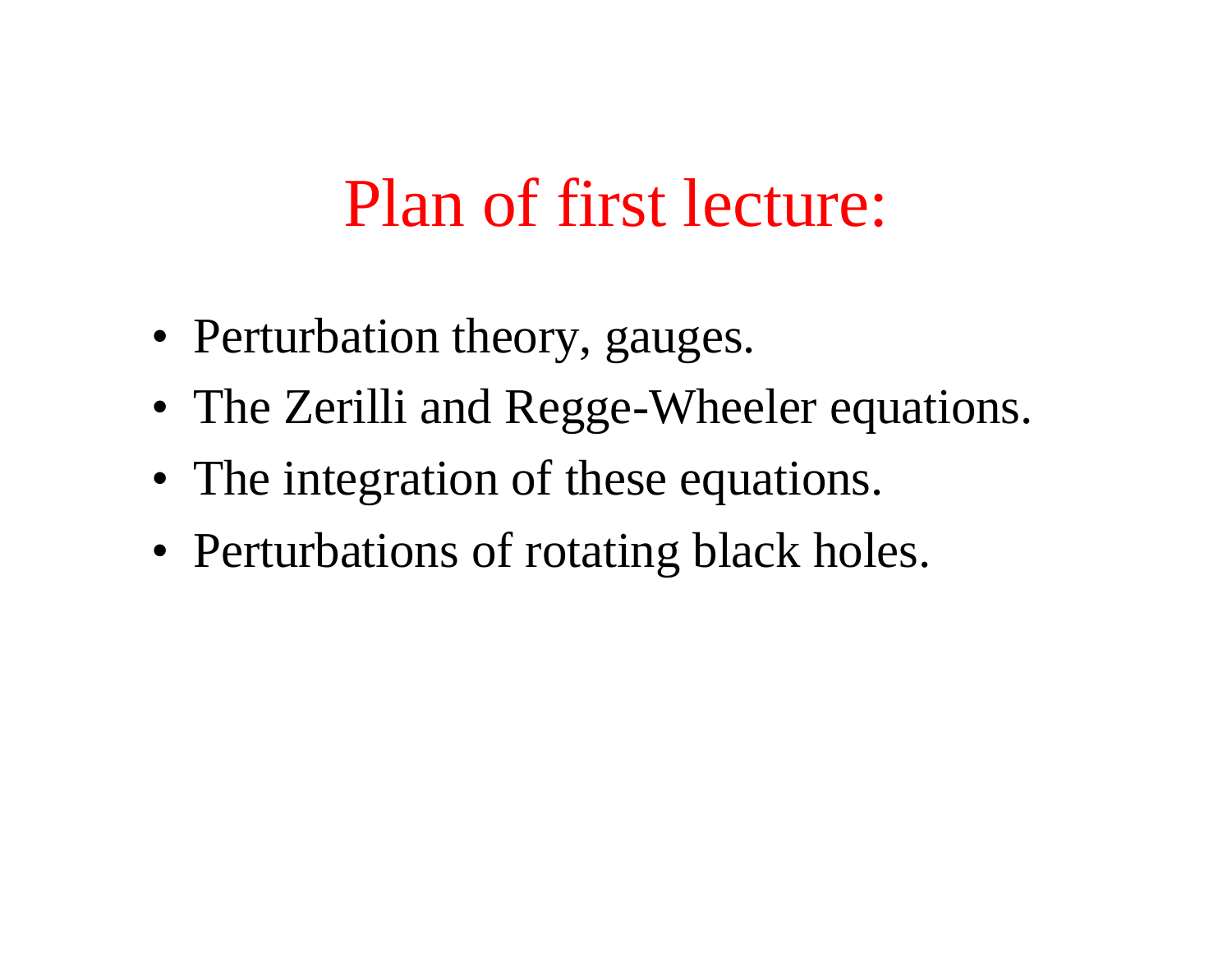# Plan of first lecture:

- Perturbation theory, gauges.
- The Zerilli and Regge-Wheeler equations.
- The integration of these equations.
- Perturbations of rotating black holes.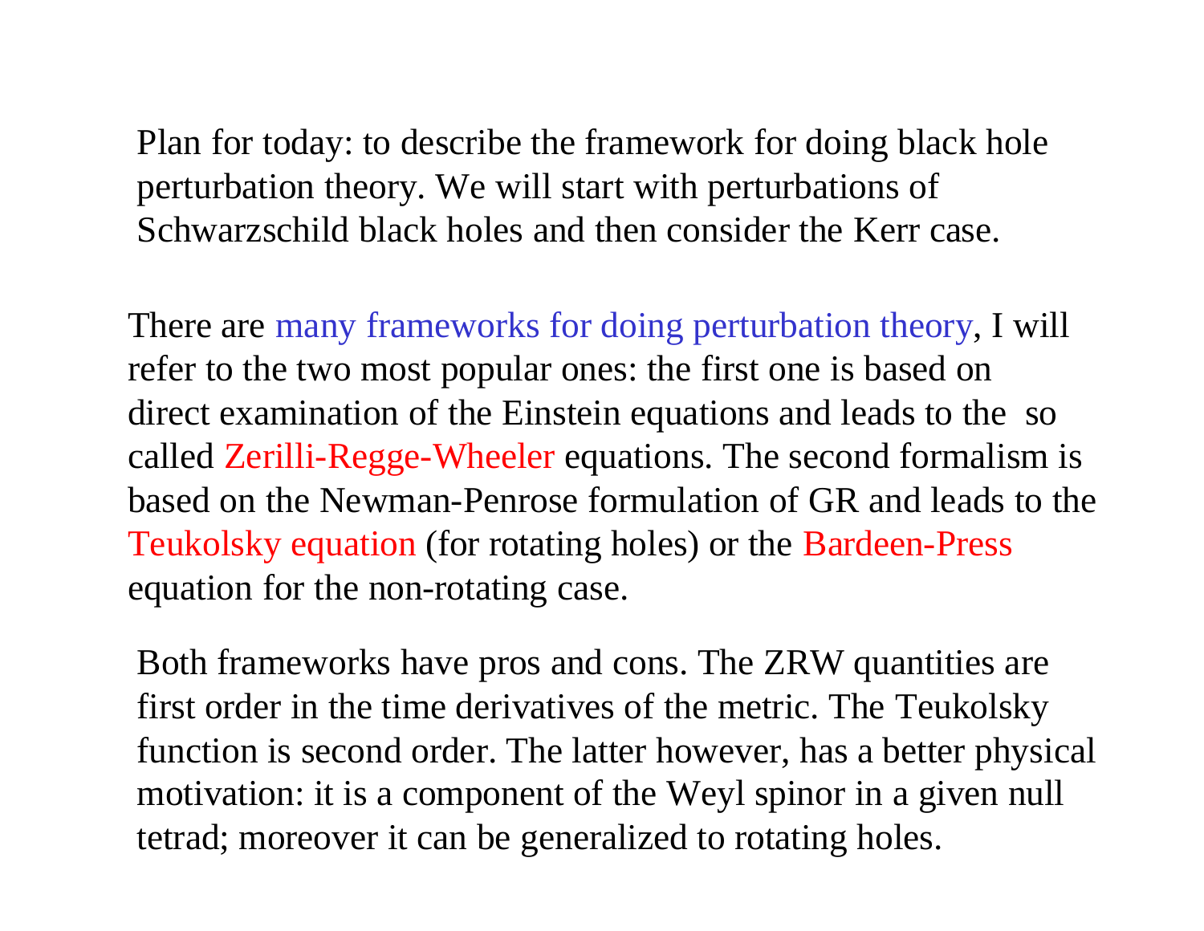Plan for today: to describe the framework for doing black hole perturbation theory. We will start with perturbations of Schwarzschild black holes and then consider the Kerr case.

There are many frameworks for doing perturbation theory, I will refer to the two most popular ones: the first one is based on direct examination of the Einstein equations and leads to the so called Zerilli-Regge-Wheeler equations. The second formalism is based on the Newman-Penrose formulation of GR and leads to the Teukolsky equation (for rotating holes) or the Bardeen-Press equation for the non-rotating case.

Both frameworks have pros and cons. The ZRW quantities are first order in the time derivatives of the metric. The Teukolsky function is second order. The latter however, has a better physical motivation: it is a component of the Weyl spinor in a given null tetrad; moreover it can be generalized to rotating holes.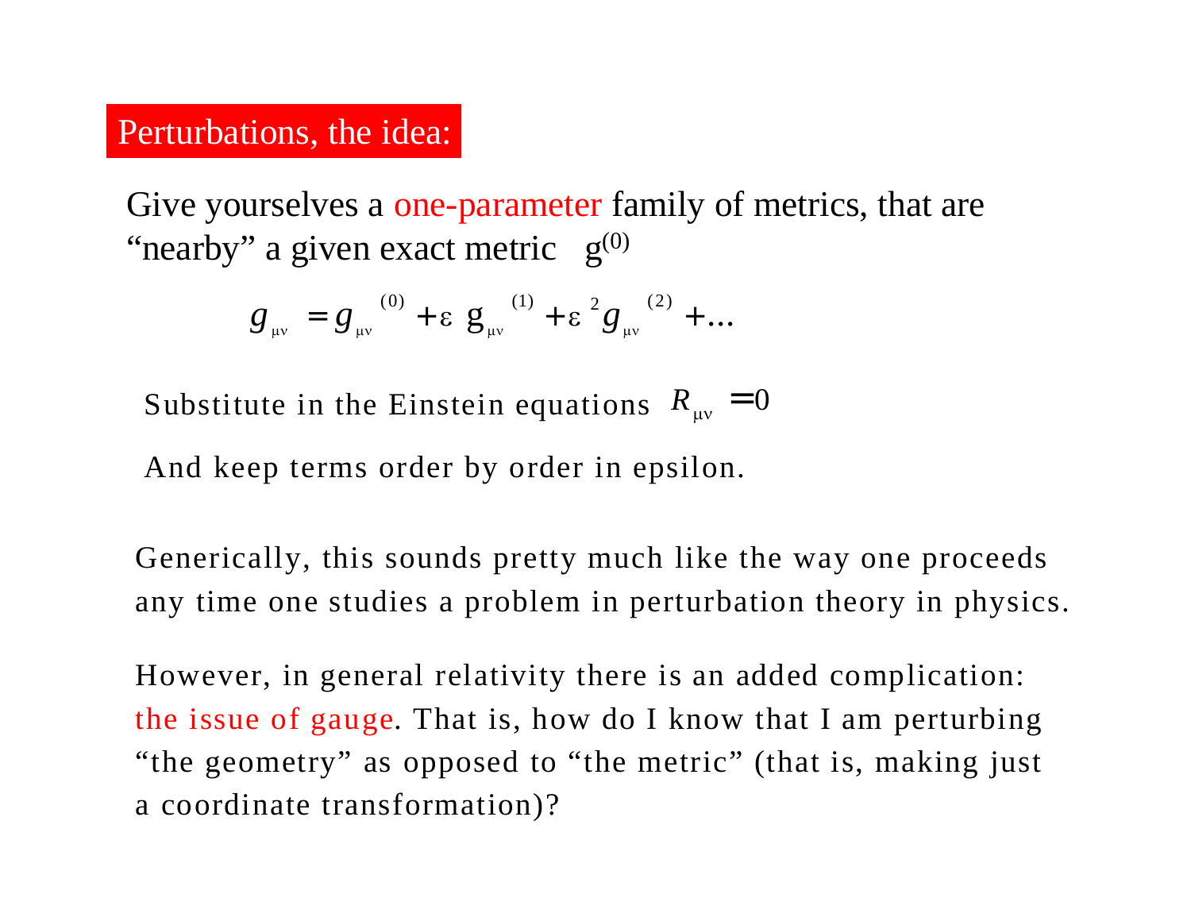## Perturbations, the idea:

Give yourselves a one-parameter family of metrics, that are "nearby" a given exact metric $g^{(0)}$

$$g_{\mu\nu} = g_{\mu\nu}^{(0)} + \varepsilon\, g_{\mu\nu}^{(1)} + \varepsilon^2 g_{\mu\nu}^{(2)} + \ldots$$

Substitute in the Einstein equations $R_{\mu\nu} = 0$

And keep terms order by order in epsilon.

Generically, this sounds pretty much like the way one proceeds any time one studies a problem in perturbation theory in physics.

However, in general relativity there is an added complication: the issue of gauge. That is, how do I know that I am perturbing "the geometry" as opposed to "the metric" (that is, making just a coordinate transformation)?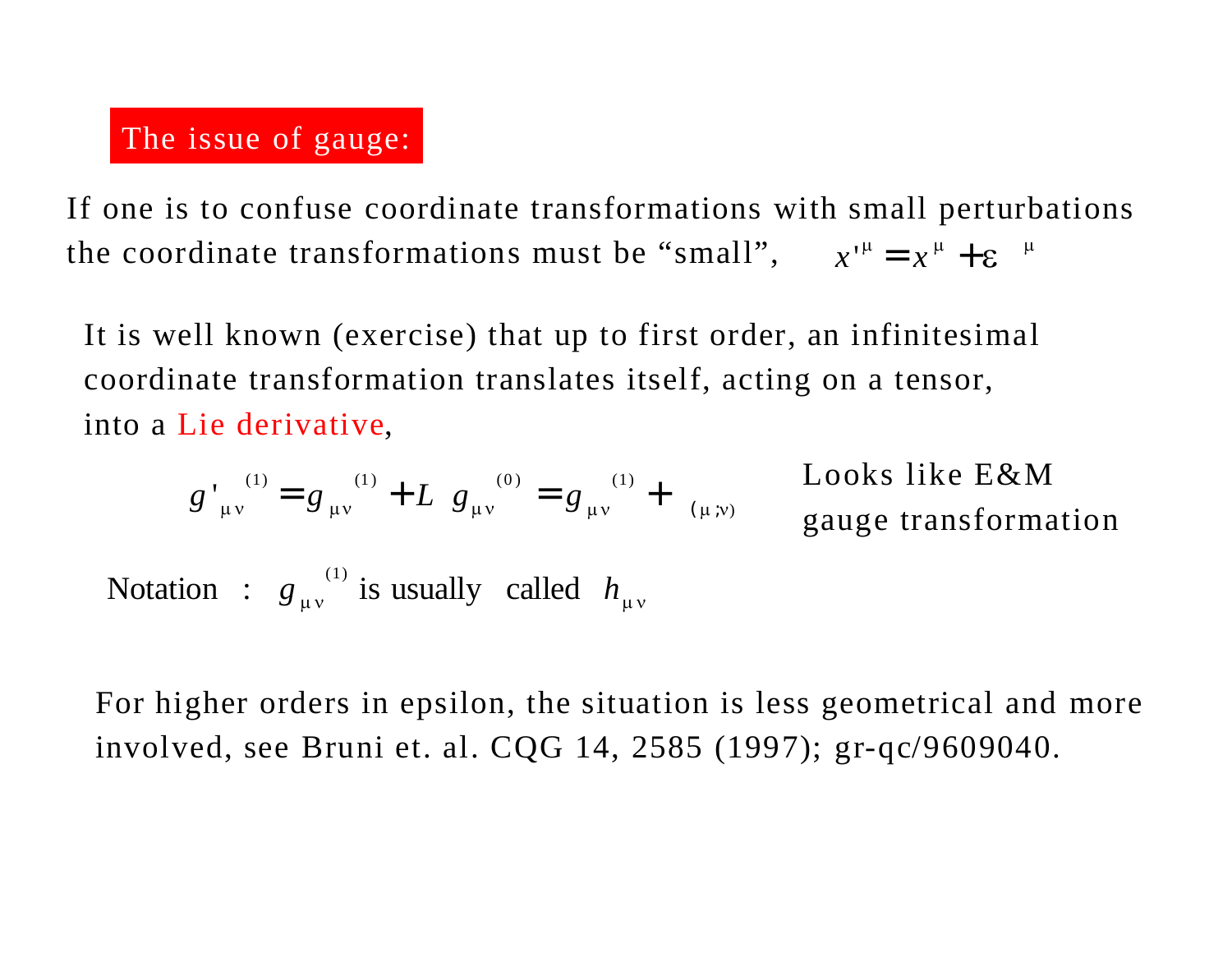## The issue of gauge:

If one is to confuse coordinate transformations with small perturbations the coordinate transformations must be “small”, $x'^{\mu} = x^{\mu} + \varepsilon^{\mu}$

It is well known (exercise) that up to first order, an infinitesimal coordinate transformation translates itself, acting on a tensor, into a Lie derivative,

$$g'^{(1)}_{\mu\nu} = g^{(1)}_{\mu\nu} + L\, g^{(0)}_{\mu\nu} = g^{(1)}_{\mu\nu} + {}_{(\mu;\nu)}$$

Looks like E&M gauge transformation

Notation : $g^{(1)}_{\mu\nu}$ is usually called $h_{\mu\nu}$

For higher orders in epsilon, the situation is less geometrical and more involved, see Bruni et. al. CQG 14, 2585 (1997); gr-qc/9609040.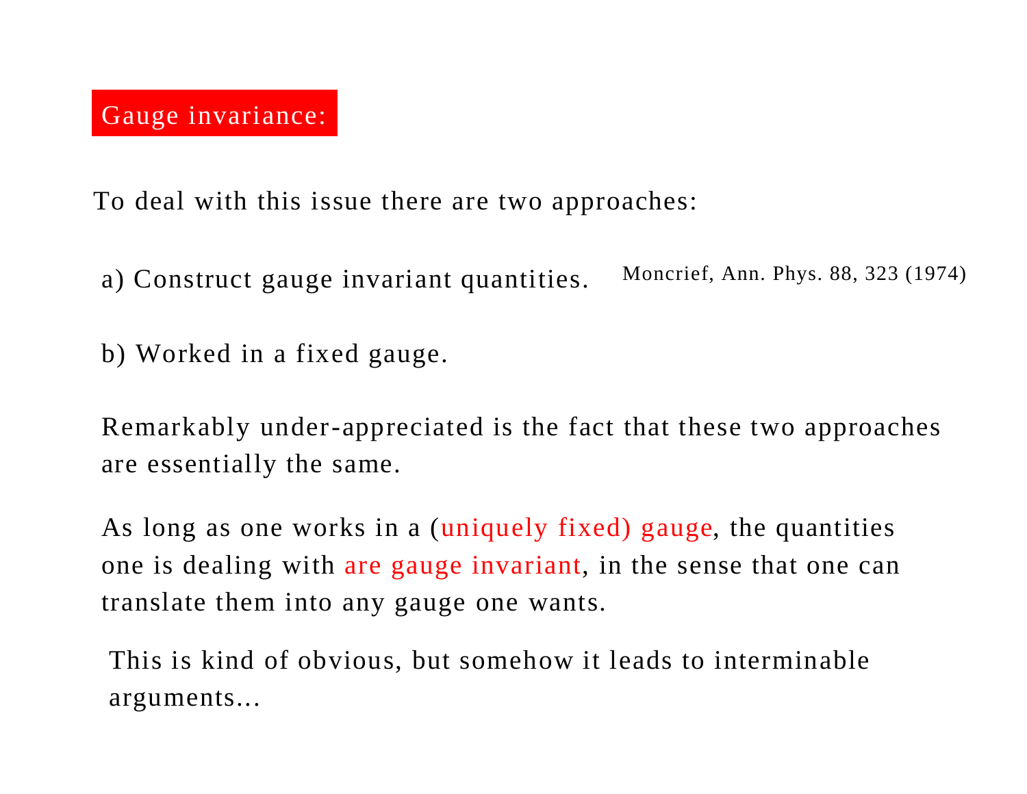## Gauge invariance:

To deal with this issue there are two approaches:

a) Construct gauge invariant quantities. Moncrief, Ann. Phys. 88, 323 (1974)

b) Worked in a fixed gauge.

Remarkably under-appreciated is the fact that these two approaches are essentially the same.

As long as one works in a (uniquely fixed) gauge, the quantities one is dealing with are gauge invariant, in the sense that one can translate them into any gauge one wants.

This is kind of obvious, but somehow it leads to interminable arguments...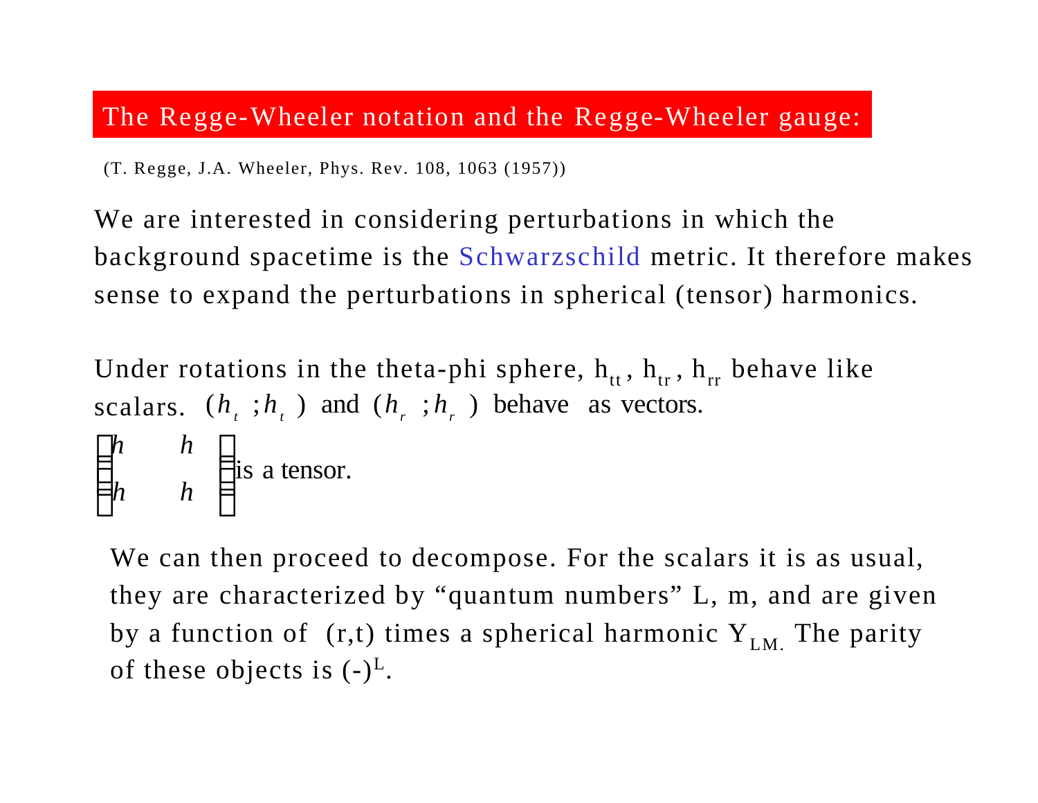## The Regge-Wheeler notation and the Regge-Wheeler gauge:

(T. Regge, J.A. Wheeler, Phys. Rev. 108, 1063 (1957))

We are interested in considering perturbations in which the background spacetime is the Schwarzschild metric. It therefore makes sense to expand the perturbations in spherical (tensor) harmonics.

Under rotations in the theta-phi sphere, $h_{tt}$, $h_{tr}$, $h_{rr}$ behave like scalars. $(h_{t} \; ; h_{t})$ and $(h_{r} \; ; h_{r})$ behave as vectors.

$$\begin{pmatrix} h & h \\ h & h \end{pmatrix} \text{is a tensor.}$$

We can then proceed to decompose. For the scalars it is as usual, they are characterized by "quantum numbers" L, m, and are given by a function of (r,t) times a spherical harmonic $Y_{LM.}$ The parity of these objects is $(-)^{L}$.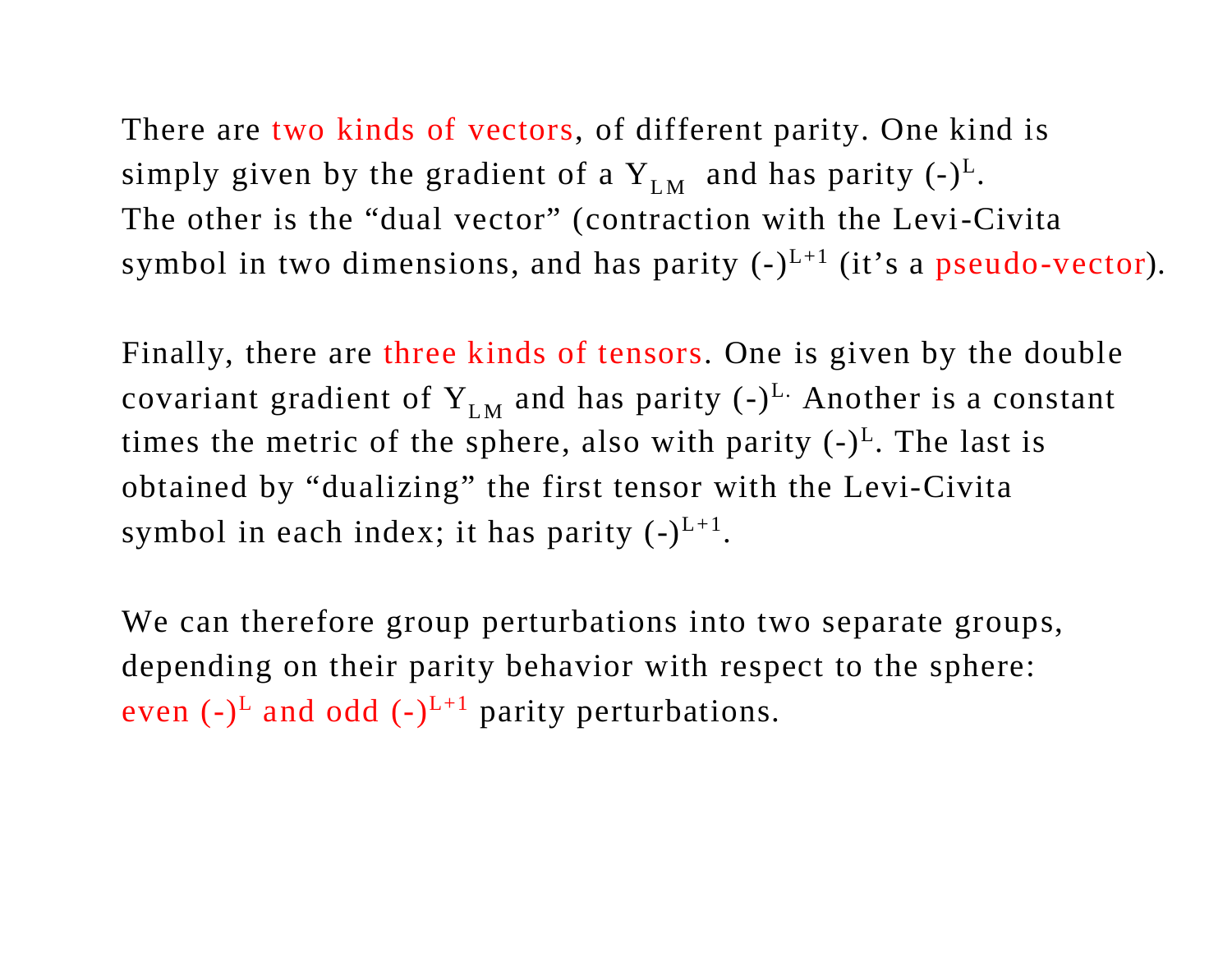There are two kinds of vectors, of different parity. One kind is simply given by the gradient of a $Y_{LM}$ and has parity $(-)^{L}$. The other is the "dual vector" (contraction with the Levi-Civita symbol in two dimensions, and has parity $(-)^{L+1}$ (it's a pseudo-vector).

Finally, there are three kinds of tensors. One is given by the double covariant gradient of $Y_{LM}$ and has parity $(-)^{L}$. Another is a constant times the metric of the sphere, also with parity $(-)^{L}$. The last is obtained by "dualizing" the first tensor with the Levi-Civita symbol in each index; it has parity $(-)^{L+1}$.

We can therefore group perturbations into two separate groups, depending on their parity behavior with respect to the sphere: even $(-)^{L}$ and odd $(-)^{L+1}$ parity perturbations.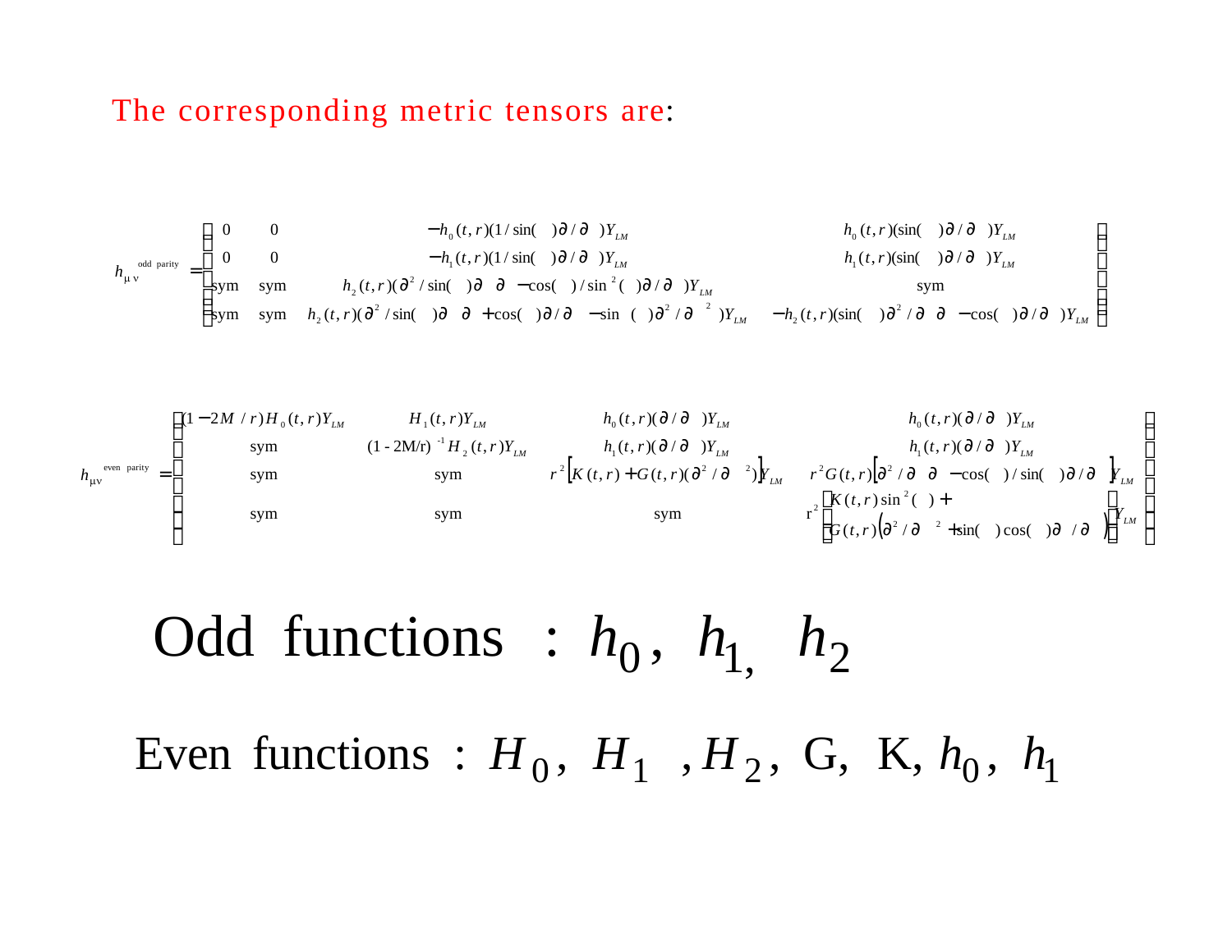The corresponding metric tensors are:

$$
h_{\mu\nu}^{\text{odd parity}} = \begin{pmatrix}
0 & 0 & -h_0(t,r)(1/\sin(\theta))\partial/\partial\phi \, Y_{LM} & h_0(t,r)(\sin(\theta))\partial/\partial\theta \, Y_{LM} \\
0 & 0 & -h_1(t,r)(1/\sin(\theta))\partial/\partial\phi \, Y_{LM} & h_1(t,r)(\sin(\theta))\partial/\partial\theta \, Y_{LM} \\
\text{sym} & \text{sym} & h_2(t,r)(\partial^2/\sin(\theta)\partial\theta\,\partial\phi - \cos(\theta)/\sin^2(\theta)\partial/\partial\phi)Y_{LM} & \text{sym} \\
\text{sym} & \text{sym} & h_2(t,r)(\partial^2/\sin(\theta)\partial\theta\,\partial\phi + \cos(\theta)\partial/\partial\phi - \sin(\theta)\partial^2/\partial\theta^2)Y_{LM} & -h_2(t,r)(\sin(\theta)\partial^2/\partial\theta\,\partial\phi - \cos(\theta)\partial/\partial\phi)Y_{LM}
\end{pmatrix}
$$

$$
h_{\mu\nu}^{\text{even parity}} = \begin{pmatrix}
(1-2M/r)H_0(t,r)Y_{LM} & H_1(t,r)Y_{LM} & h_0(t,r)(\partial/\partial\theta)Y_{LM} & h_0(t,r)(\partial/\partial\phi)Y_{LM} \\
\text{sym} & (1-2M/r)^{-1}H_2(t,r)Y_{LM} & h_1(t,r)(\partial/\partial\theta)Y_{LM} & h_1(t,r)(\partial/\partial\phi)Y_{LM} \\
\text{sym} & \text{sym} & r^2\left[K(t,r) + G(t,r)(\partial^2/\partial\theta^2)\right]Y_{LM} & r^2 G(t,r)\left[\partial^2/\partial\theta\,\partial\phi - \cos(\theta)/\sin(\theta)\partial/\partial\phi\right]Y_{LM} \\
\text{sym} & \text{sym} & \text{sym} & r^2\left[K(t,r)\sin^2(\theta) + G(t,r)\left(\partial^2/\partial\phi^2 + \sin(\theta)\cos(\theta)\partial/\partial\theta\right)\right]Y_{LM}
\end{pmatrix}
$$

Odd functions : $h_0$, $h_1$, $h_2$

Even functions : $H_0$, $H_1$, $H_2$, G, K, $h_0$, $h_1$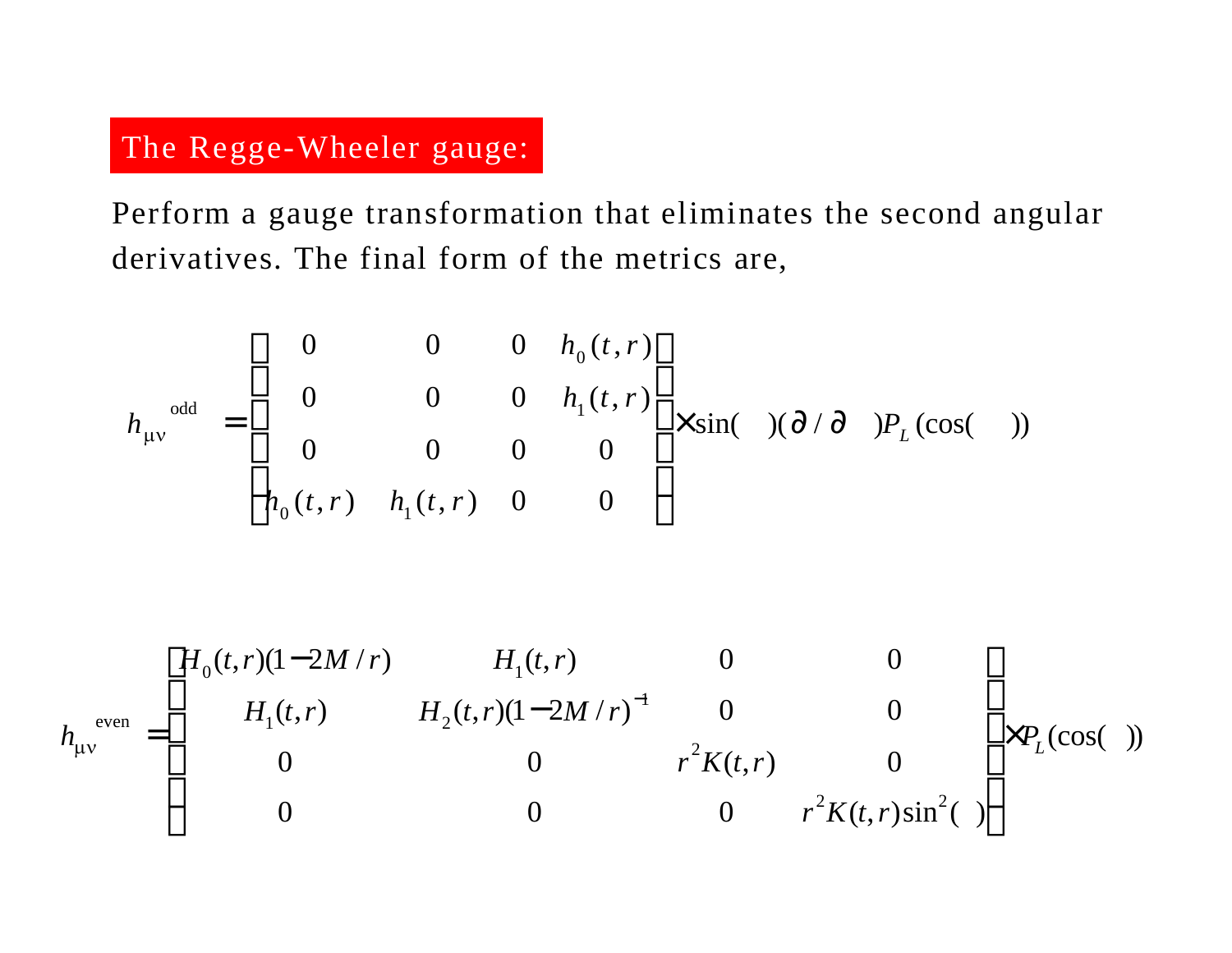## The Regge-Wheeler gauge:

Perform a gauge transformation that eliminates the second angular derivatives. The final form of the metrics are,

$$
h_{\mu\nu}^{\text{odd}} = \begin{pmatrix} 0 & 0 & 0 & h_0(t,r) \\ 0 & 0 & 0 & h_1(t,r) \\ 0 & 0 & 0 & 0 \\ h_0(t,r) & h_1(t,r) & 0 & 0 \end{pmatrix} \times \sin(\theta)(\partial / \partial\theta) P_L(\cos(\theta))
$$

$$
h_{\mu\nu}^{\text{even}} = \begin{pmatrix} H_0(t,r)(1-2M/r) & H_1(t,r) & 0 & 0 \\ H_1(t,r) & H_2(t,r)(1-2M/r)^{-1} & 0 & 0 \\ 0 & 0 & r^2 K(t,r) & 0 \\ 0 & 0 & 0 & r^2 K(t,r)\sin^2(\theta) \end{pmatrix} \times P_L(\cos(\theta))
$$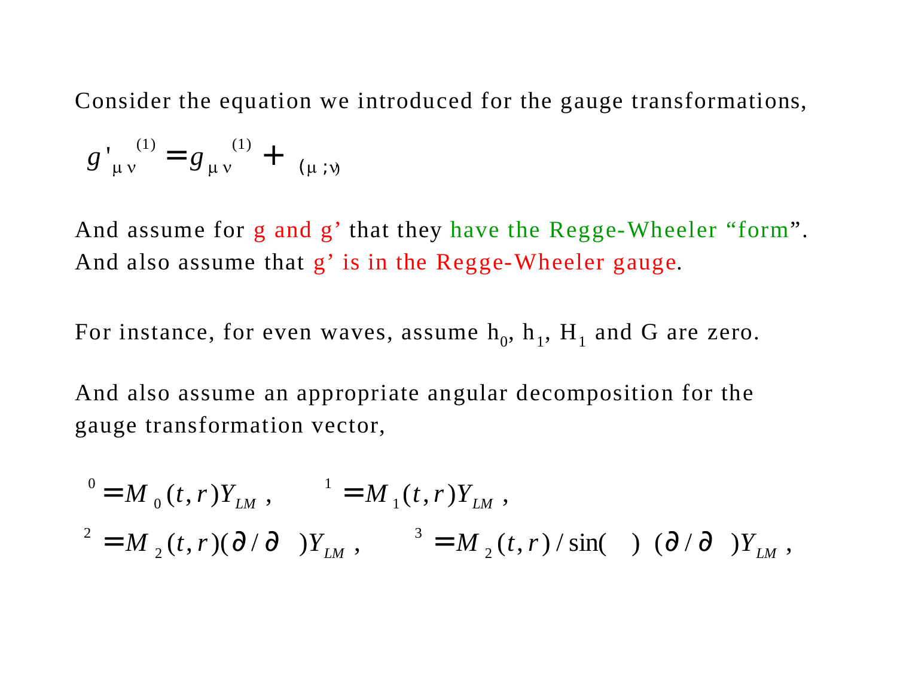Consider the equation we introduced for the gauge transformations,

$$g'^{(1)}_{\mu\nu} = g^{(1)}_{\mu\nu} + \ _{(\mu;\nu)}$$

And assume for g and g’ that they have the Regge-Wheeler “form”. And also assume that g’ is in the Regge-Wheeler gauge.

For instance, for even waves, assume $h_0$, $h_1$, $H_1$ and G are zero.

And also assume an appropriate angular decomposition for the gauge transformation vector,

$$^{0} = M_0(t,r) Y_{LM}, \qquad ^{1} = M_1(t,r) Y_{LM},$$

$$^{2} = M_2(t,r)(\partial / \partial \ ) Y_{LM}, \qquad ^{3} = M_2(t,r) / \sin( \ ) \ (\partial / \partial \ ) Y_{LM},$$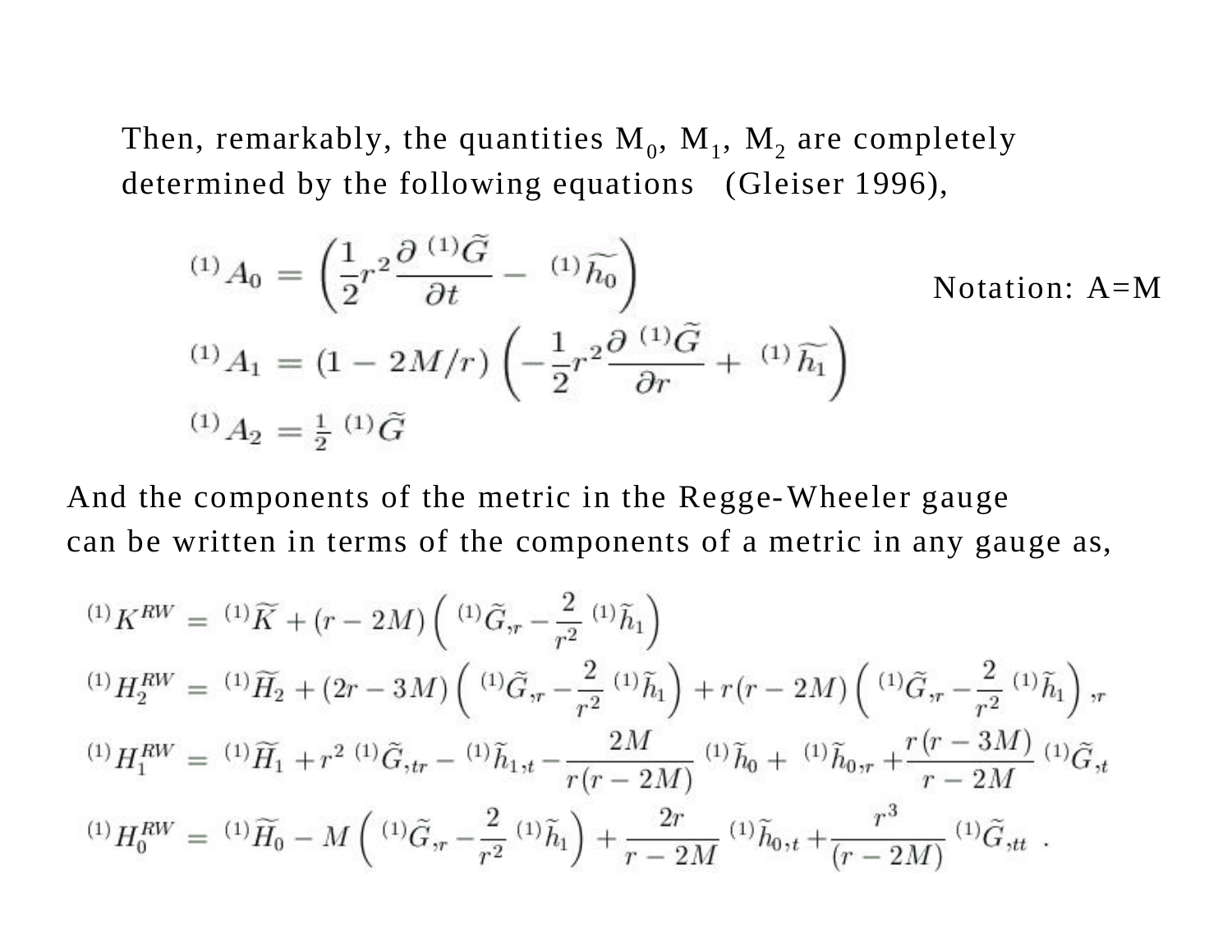Then, remarkably, the quantities $M_0$, $M_1$, $M_2$ are completely determined by the following equations (Gleiser 1996),

$$
\begin{aligned}
{}^{(1)}A_0 &= \left(\frac{1}{2}r^2\frac{\partial\, {}^{(1)}\widetilde{G}}{\partial t} - {}^{(1)}\widetilde{h_0}\right) \\
{}^{(1)}A_1 &= (1-2M/r)\left(-\frac{1}{2}r^2\frac{\partial\, {}^{(1)}\widetilde{G}}{\partial r} + {}^{(1)}\widetilde{h_1}\right) \\
{}^{(1)}A_2 &= \tfrac{1}{2}\, {}^{(1)}\widetilde{G}
\end{aligned}
$$

Notation: A=M

And the components of the metric in the Regge-Wheeler gauge can be written in terms of the components of a metric in any gauge as,

$$
\begin{aligned}
{}^{(1)}K^{RW} &= {}^{(1)}\widetilde{K} + (r-2M)\left({}^{(1)}\widetilde{G}_{,r} - \frac{2}{r^2}\,{}^{(1)}\widetilde{h}_1\right) \\
{}^{(1)}H_2^{RW} &= {}^{(1)}\widetilde{H}_2 + (2r-3M)\left({}^{(1)}\widetilde{G}_{,r} - \frac{2}{r^2}\,{}^{(1)}\widetilde{h}_1\right) + r(r-2M)\left({}^{(1)}\widetilde{G}_{,r} - \frac{2}{r^2}\,{}^{(1)}\widetilde{h}_1\right)_{,r} \\
{}^{(1)}H_1^{RW} &= {}^{(1)}\widetilde{H}_1 + r^2\,{}^{(1)}\widetilde{G}_{,tr} - {}^{(1)}\widetilde{h}_{1,t} - \frac{2M}{r(r-2M)}\,{}^{(1)}\widetilde{h}_0 + {}^{(1)}\widetilde{h}_{0,r} + \frac{r(r-3M)}{r-2M}\,{}^{(1)}\widetilde{G}_{,t} \\
{}^{(1)}H_0^{RW} &= {}^{(1)}\widetilde{H}_0 - M\left({}^{(1)}\widetilde{G}_{,r} - \frac{2}{r^2}\,{}^{(1)}\widetilde{h}_1\right) + \frac{2r}{r-2M}\,{}^{(1)}\widetilde{h}_{0,t} + \frac{r^3}{(r-2M)}\,{}^{(1)}\widetilde{G}_{,tt}\ .
\end{aligned}
$$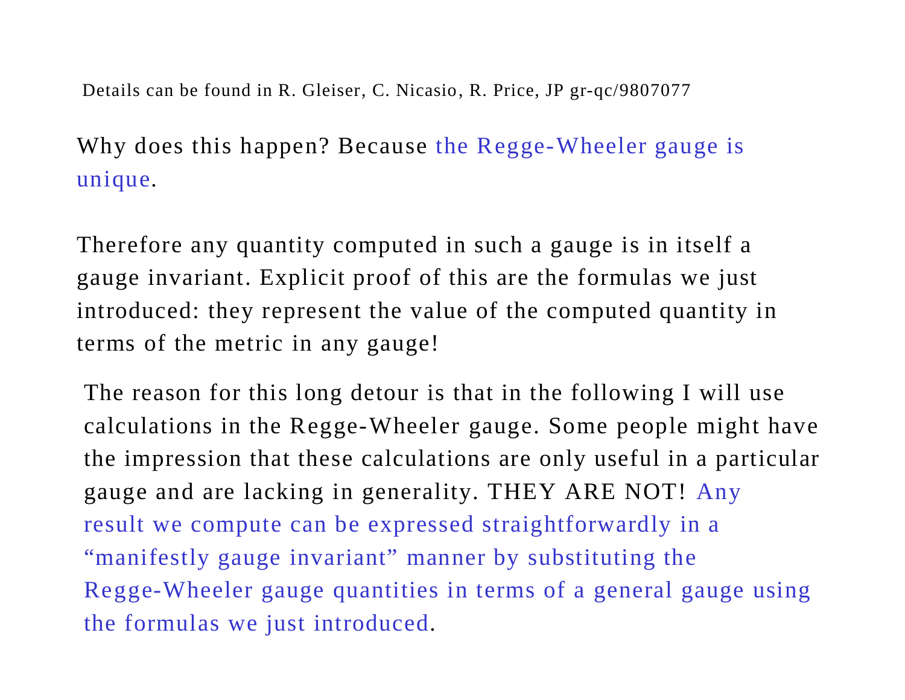Details can be found in R. Gleiser, C. Nicasio, R. Price, JP gr-qc/9807077

Why does this happen? Because the Regge-Wheeler gauge is unique.

Therefore any quantity computed in such a gauge is in itself a gauge invariant. Explicit proof of this are the formulas we just introduced: they represent the value of the computed quantity in terms of the metric in any gauge!

The reason for this long detour is that in the following I will use calculations in the Regge-Wheeler gauge. Some people might have the impression that these calculations are only useful in a particular gauge and are lacking in generality. THEY ARE NOT! Any result we compute can be expressed straightforwardly in a “manifestly gauge invariant” manner by substituting the Regge-Wheeler gauge quantities in terms of a general gauge using the formulas we just introduced.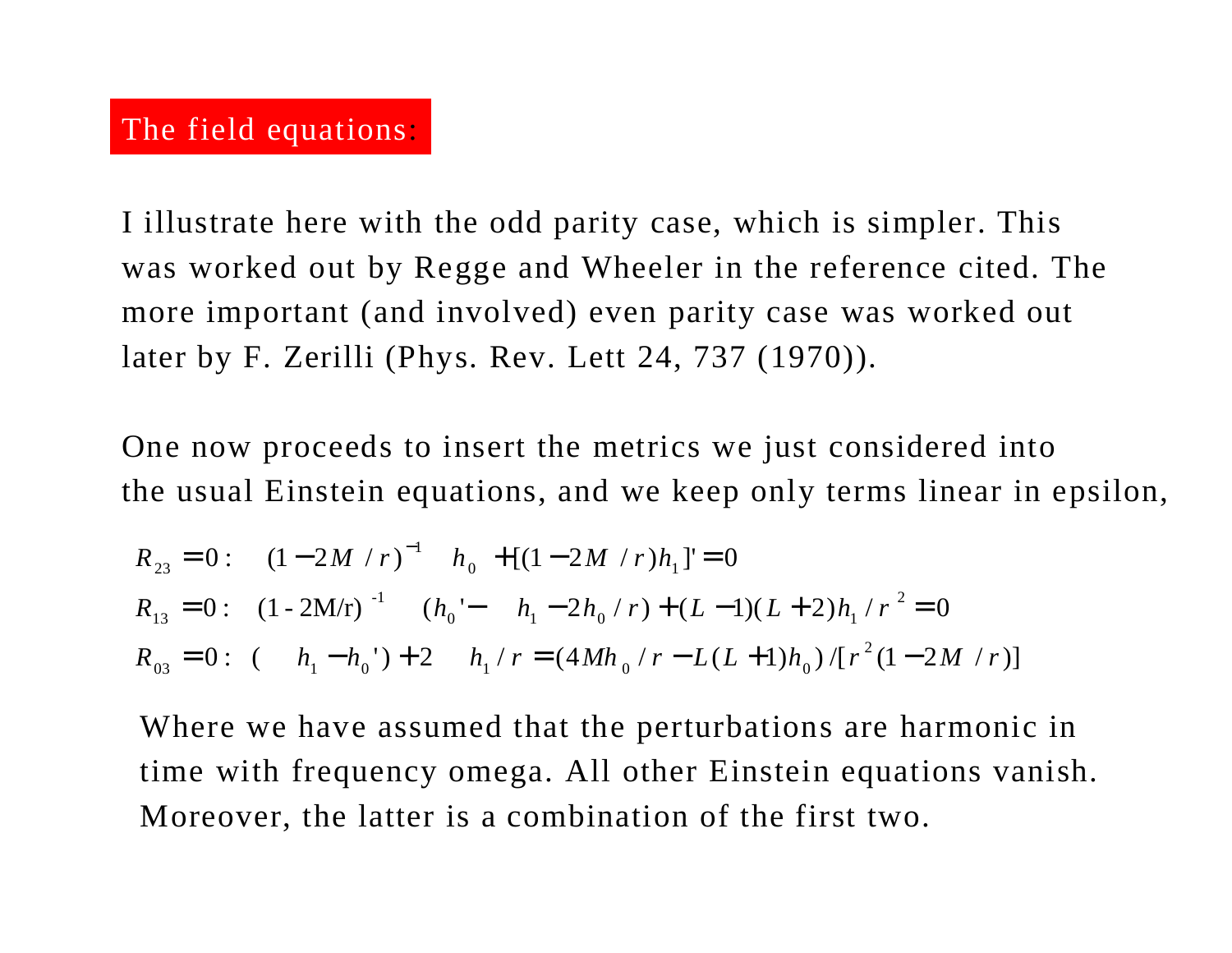## The field equations:

I illustrate here with the odd parity case, which is simpler. This was worked out by Regge and Wheeler in the reference cited. The more important (and involved) even parity case was worked out later by F. Zerilli (Phys. Rev. Lett 24, 737 (1970)).

One now proceeds to insert the metrics we just considered into the usual Einstein equations, and we keep only terms linear in epsilon,

$$R_{23} = 0: \quad (1-2M/r)^{-1} \quad h_0 + [(1-2M/r)h_1]' = 0$$

$$R_{13} = 0: \quad (1-2M/r)^{-1} \quad (h_0' - \quad h_1 - 2h_0/r) + (L-1)(L+2)h_1/r^2 = 0$$

$$R_{03} = 0: \quad ( \quad h_1 - h_0') + 2 \quad h_1/r = (4Mh_0/r - L(L+1)h_0)/[r^2(1-2M/r)]$$

Where we have assumed that the perturbations are harmonic in time with frequency omega. All other Einstein equations vanish. Moreover, the latter is a combination of the first two.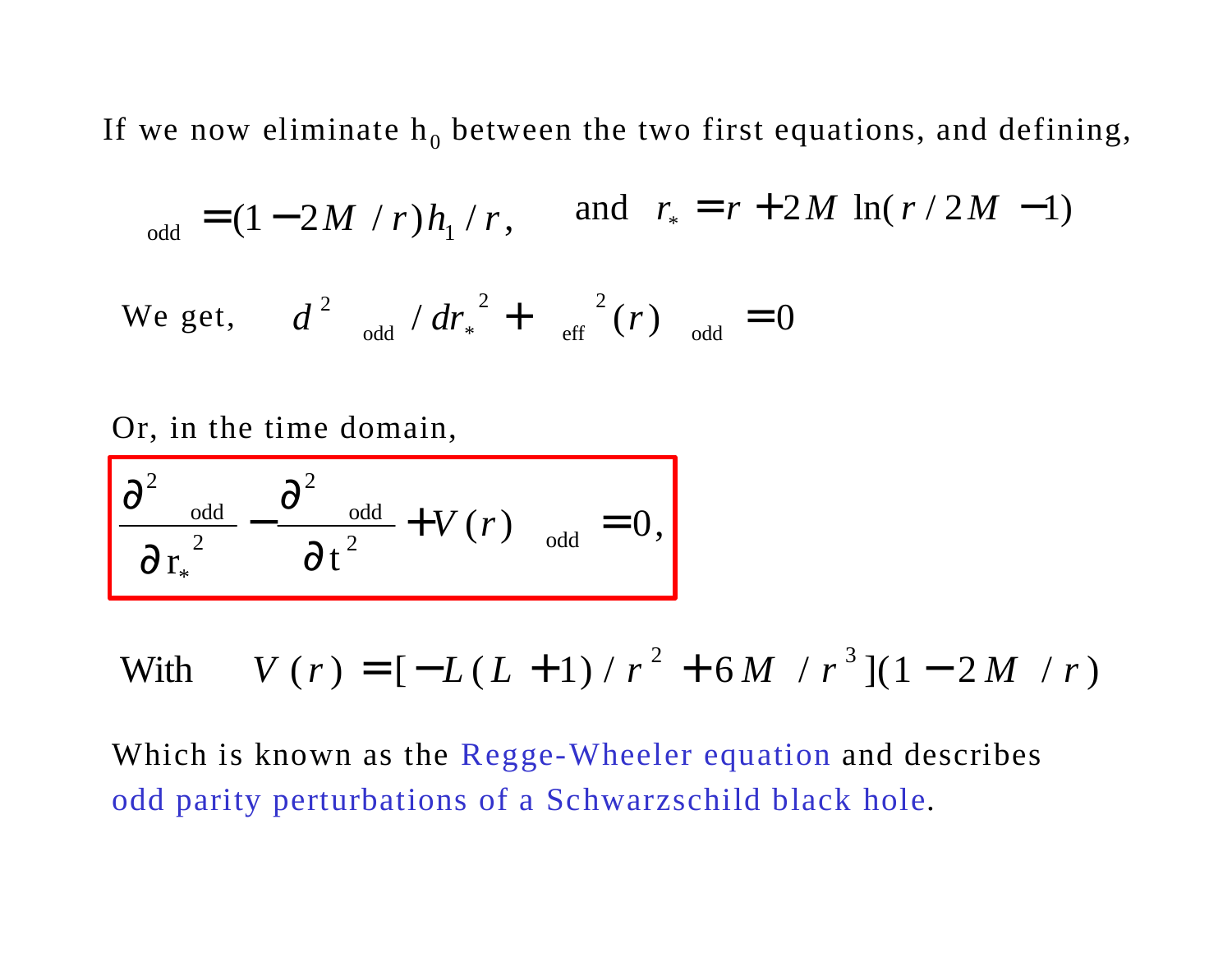If we now eliminate $h_0$ between the two first equations, and defining,

$$\psi_{\text{odd}} = (1 - 2M/r) h_1 / r, \qquad \text{and} \quad r_* = r + 2M \ln(r/2M - 1)$$

We get, $\quad d^2 \psi_{\text{odd}} / dr_*^2 + \omega_{\text{eff}}^2(r)\, \psi_{\text{odd}} = 0$

Or, in the time domain,

$$\frac{\partial^2 \psi_{\text{odd}}}{\partial r_*^2} - \frac{\partial^2 \psi_{\text{odd}}}{\partial t^2} + V(r)\, \psi_{\text{odd}} = 0,$$

With $\quad V(r) = [-L(L+1)/r^2 + 6M/r^3](1 - 2M/r)$

Which is known as the Regge-Wheeler equation and describes odd parity perturbations of a Schwarzschild black hole.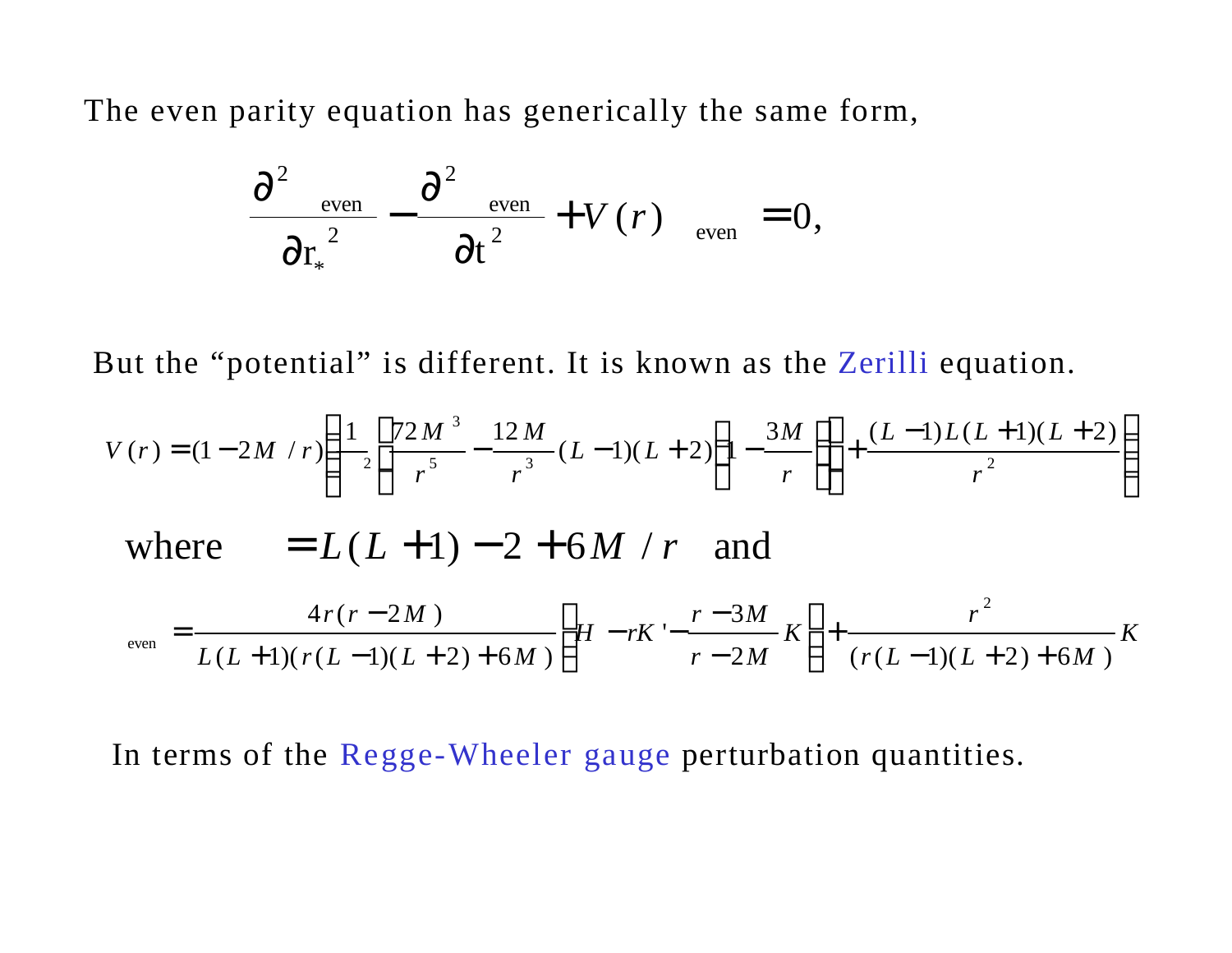The even parity equation has generically the same form,

$$\frac{\partial^2 \psi_{\text{even}}}{\partial r_*^2} - \frac{\partial^2 \psi_{\text{even}}}{\partial t^2} + V(r)\,\psi_{\text{even}} = 0,$$

But the “potential” is different. It is known as the Zerilli equation.

$$V(r) = (1-2M/r)\left[\frac{1}{\lambda^2}\left(\frac{72M^3}{r^5} - \frac{12M}{r^3}(L-1)(L+2)\left(1-\frac{3M}{r}\right)\right) + \frac{(L-1)L(L+1)(L+2)}{r^2}\right]$$

where $\lambda = L(L+1) - 2 + 6M/r$ and

$$\psi_{\text{even}} = \frac{4r(r-2M)}{L(L+1)(r(L-1)(L+2)+6M)}\left[H - rK' - \frac{r-3M}{r-2M}K\right] + \frac{r^2}{(r(L-1)(L+2)+6M)}K$$

In terms of the Regge-Wheeler gauge perturbation quantities.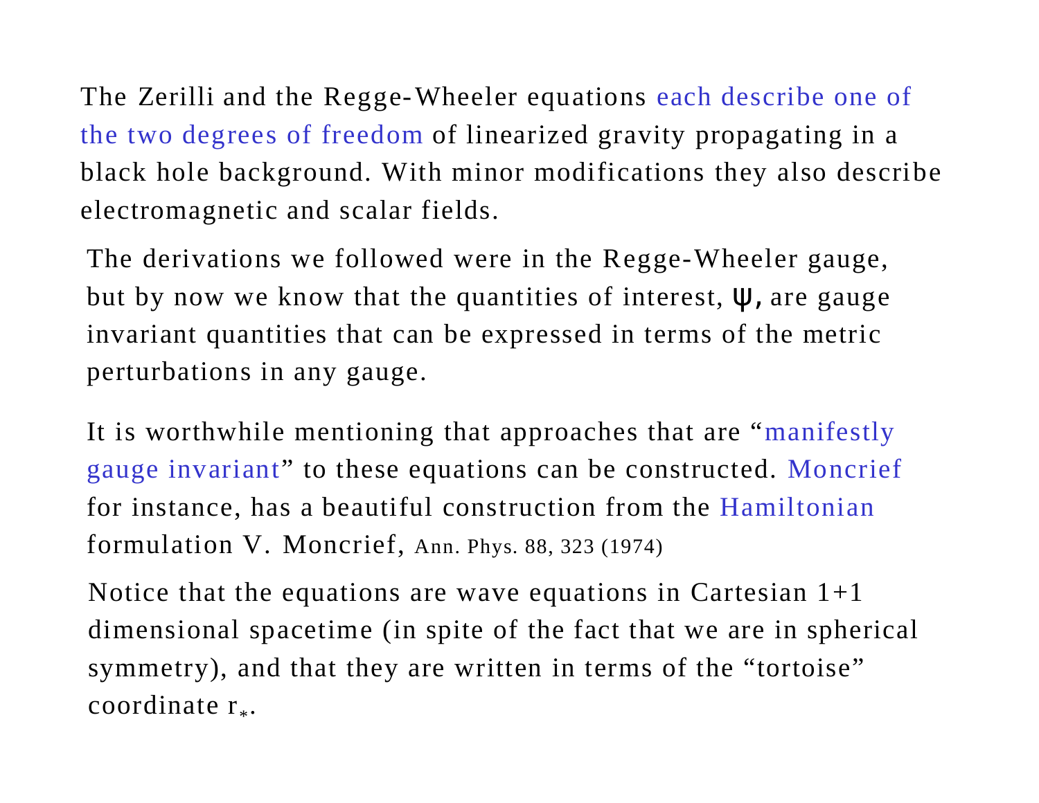The Zerilli and the Regge-Wheeler equations each describe one of the two degrees of freedom of linearized gravity propagating in a black hole background. With minor modifications they also describe electromagnetic and scalar fields.

The derivations we followed were in the Regge-Wheeler gauge, but by now we know that the quantities of interest, $\psi$, are gauge invariant quantities that can be expressed in terms of the metric perturbations in any gauge.

It is worthwhile mentioning that approaches that are "manifestly gauge invariant" to these equations can be constructed. Moncrief for instance, has a beautiful construction from the Hamiltonian formulation V. Moncrief, Ann. Phys. 88, 323 (1974)

Notice that the equations are wave equations in Cartesian 1+1 dimensional spacetime (in spite of the fact that we are in spherical symmetry), and that they are written in terms of the "tortoise" coordinate $r_*$.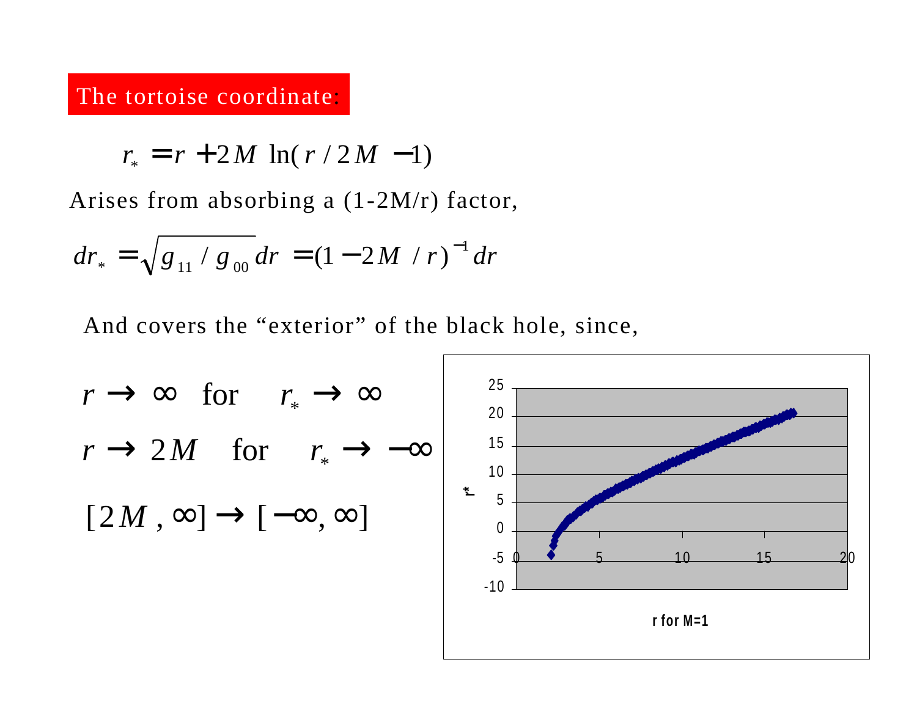## The tortoise coordinate:

$$r_* = r + 2M \ln(r/2M - 1)$$

Arises from absorbing a (1-2M/r) factor,

$$dr_* = \sqrt{g_{11}/g_{00}}\, dr = (1 - 2M/r)^{-1} dr$$

And covers the "exterior" of the black hole, since,

$$r \to \infty \quad \text{for} \quad r_* \to \infty$$

$$r \to 2M \quad \text{for} \quad r_* \to -\infty$$

$$[2M, \infty] \to [-\infty, \infty]$$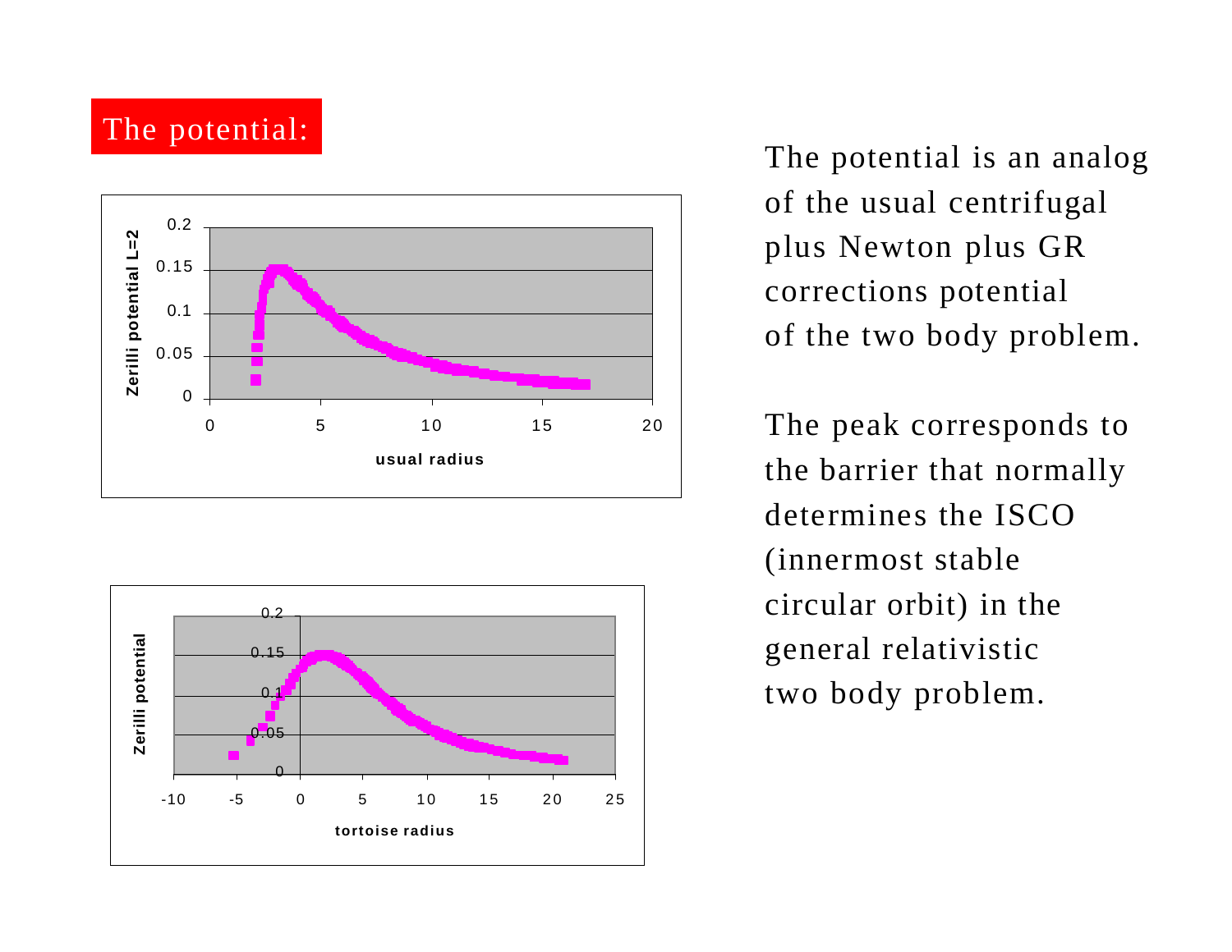## The potential:

The potential is an analog of the usual centrifugal plus Newton plus GR corrections potential of the two body problem.

The peak corresponds to the barrier that normally determines the ISCO (innermost stable circular orbit) in the general relativistic two body problem.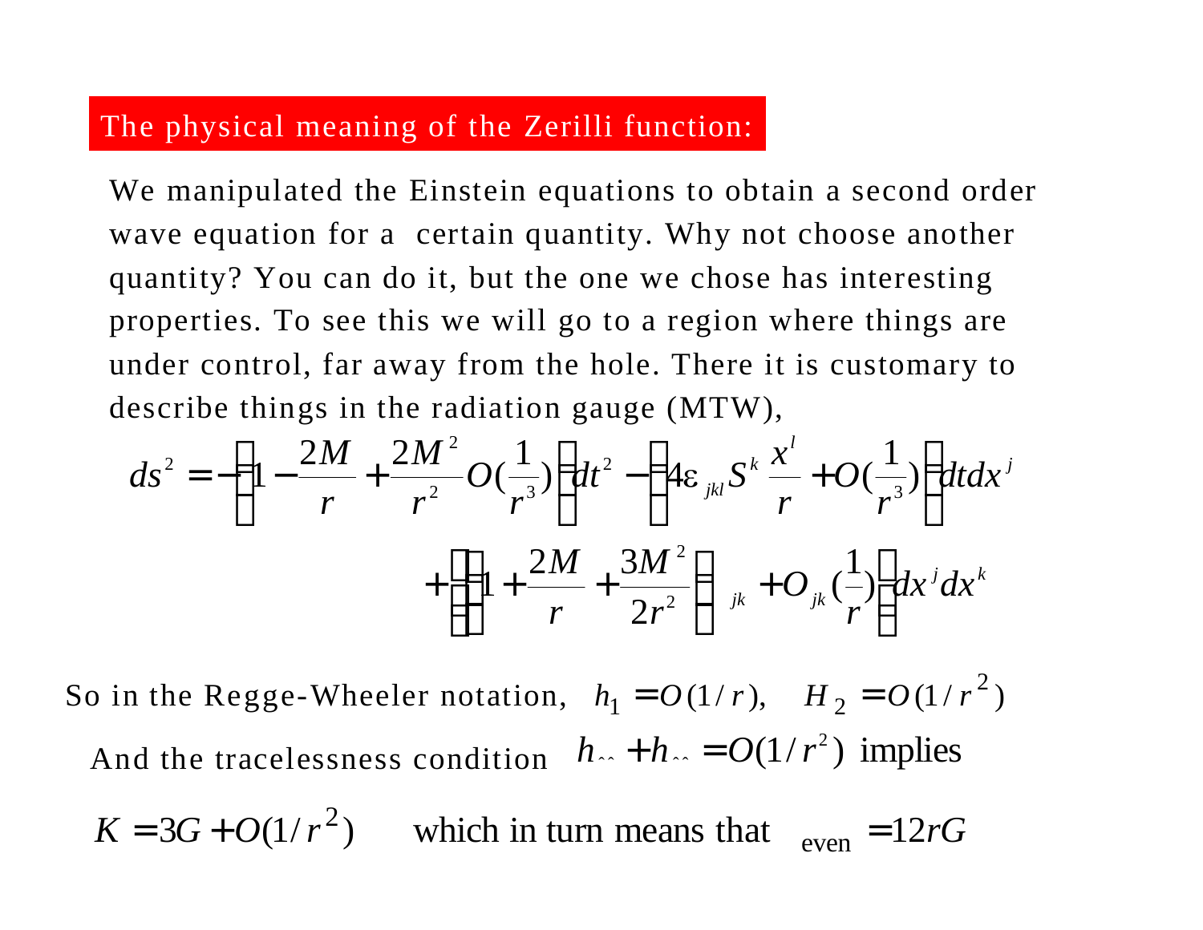## The physical meaning of the Zerilli function:

We manipulated the Einstein equations to obtain a second order wave equation for a certain quantity. Why not choose another quantity? You can do it, but the one we chose has interesting properties. To see this we will go to a region where things are under control, far away from the hole. There it is customary to describe things in the radiation gauge (MTW),

$$ds^2 = -\left(1 - \frac{2M}{r} + \frac{2M^2}{r^2} O(\frac{1}{r^3})\right) dt^2 - \left(4\varepsilon_{jkl} S^k \frac{x^l}{r} + O(\frac{1}{r^3})\right) dt dx^j$$

$$+ \left[\left(1 + \frac{2M}{r} + \frac{3M^2}{2r^2}\right)\delta_{jk} + O_{jk}(\frac{1}{r})\right] dx^j dx^k$$

So in the Regge-Wheeler notation, $h_1 = O(1/r), \quad H_2 = O(1/r^2)$

And the tracelessness condition $h_{\hat{\theta}\hat{\theta}} + h_{\hat{\phi}\hat{\phi}} = O(1/r^2)$ implies

$K = 3G + O(1/r^2)$ which in turn means that $\psi_{\text{even}} = 12rG$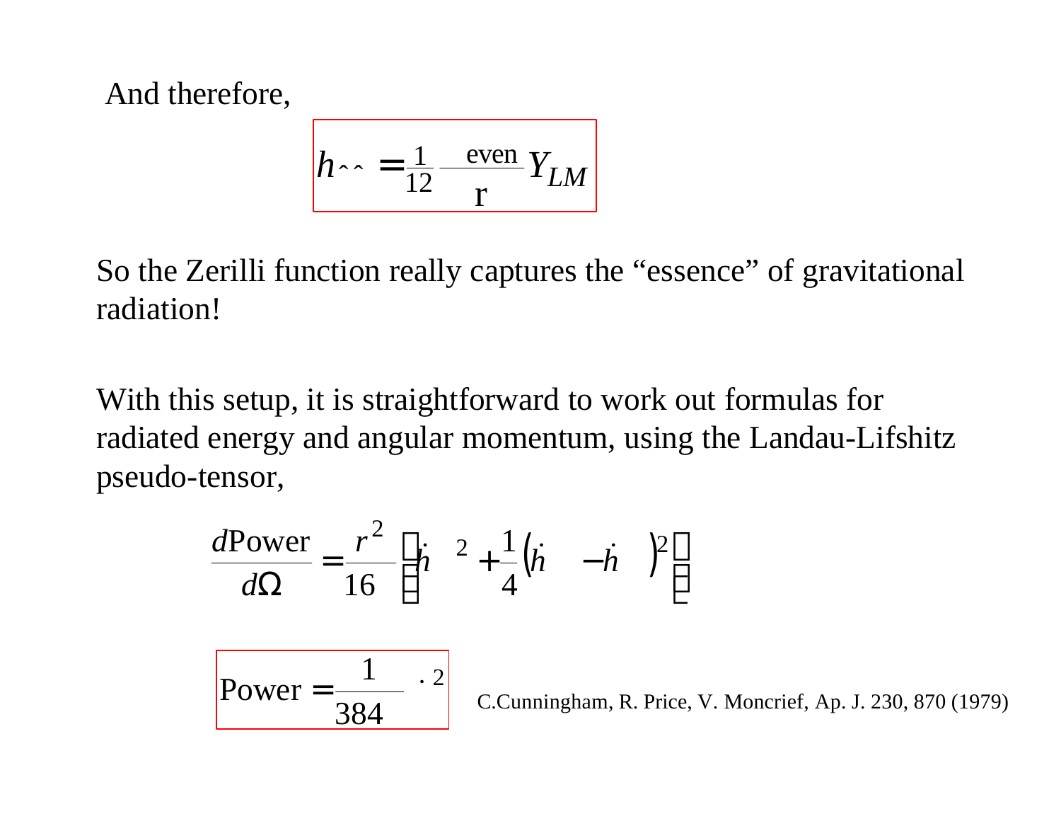And therefore,

$$h_{\hat{}\hat{}} = \frac{1}{12} \frac{\text{even}}{\text{r}} Y_{LM}$$

So the Zerilli function really captures the "essence" of gravitational radiation!

With this setup, it is straightforward to work out formulas for radiated energy and angular momentum, using the Landau-Lifshitz pseudo-tensor,

$$\frac{d\text{Power}}{d\Omega} = \frac{r^2}{16} \left[ \dot{h}^{\;2} + \frac{1}{4} \left( \dot{h} \;\; - \dot{h} \;\; \right)^2 \right]$$

$$\text{Power} = \frac{1}{384} \;\; \dot{}^{\,2}$$

C.Cunningham, R. Price, V. Moncrief, Ap. J. 230, 870 (1979)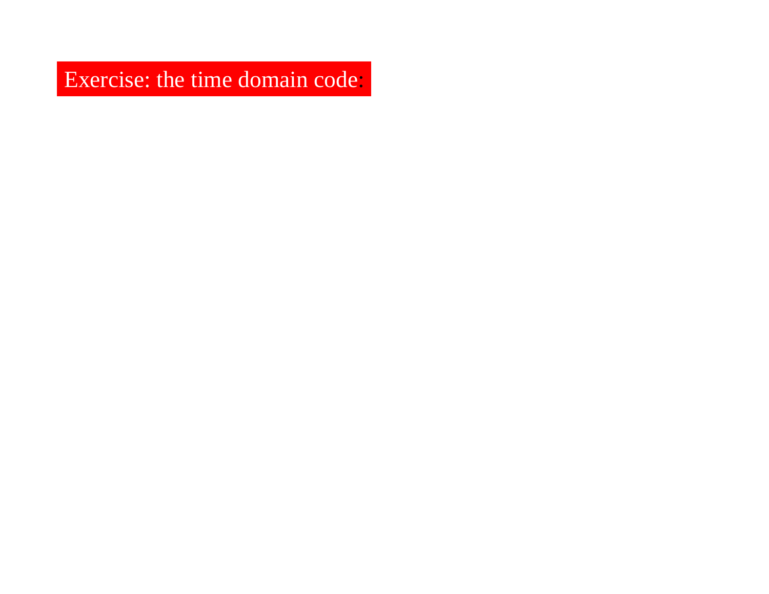# Exercise: the time domain code: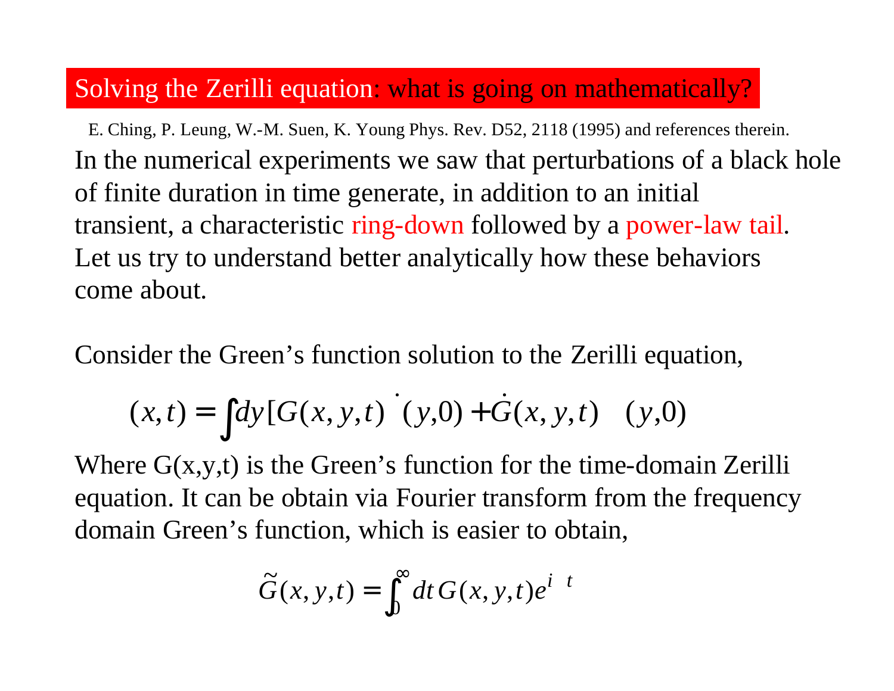# Solving the Zerilli equation: what is going on mathematically?

E. Ching, P. Leung, W.-M. Suen, K. Young Phys. Rev. D52, 2118 (1995) and references therein.

In the numerical experiments we saw that perturbations of a black hole of finite duration in time generate, in addition to an initial transient, a characteristic ring-down followed by a power-law tail. Let us try to understand better analytically how these behaviors come about.

Consider the Green's function solution to the Zerilli equation,

$$(x,t) = \int dy [G(x,y,t) \dot{\ } (y,0) + \dot{G}(x,y,t) \quad (y,0)$$

Where G(x,y,t) is the Green's function for the time-domain Zerilli equation. It can be obtain via Fourier transform from the frequency domain Green's function, which is easier to obtain,

$$\tilde{G}(x,y,t) = \int_0^\infty dt\, G(x,y,t) e^{i \quad t}$$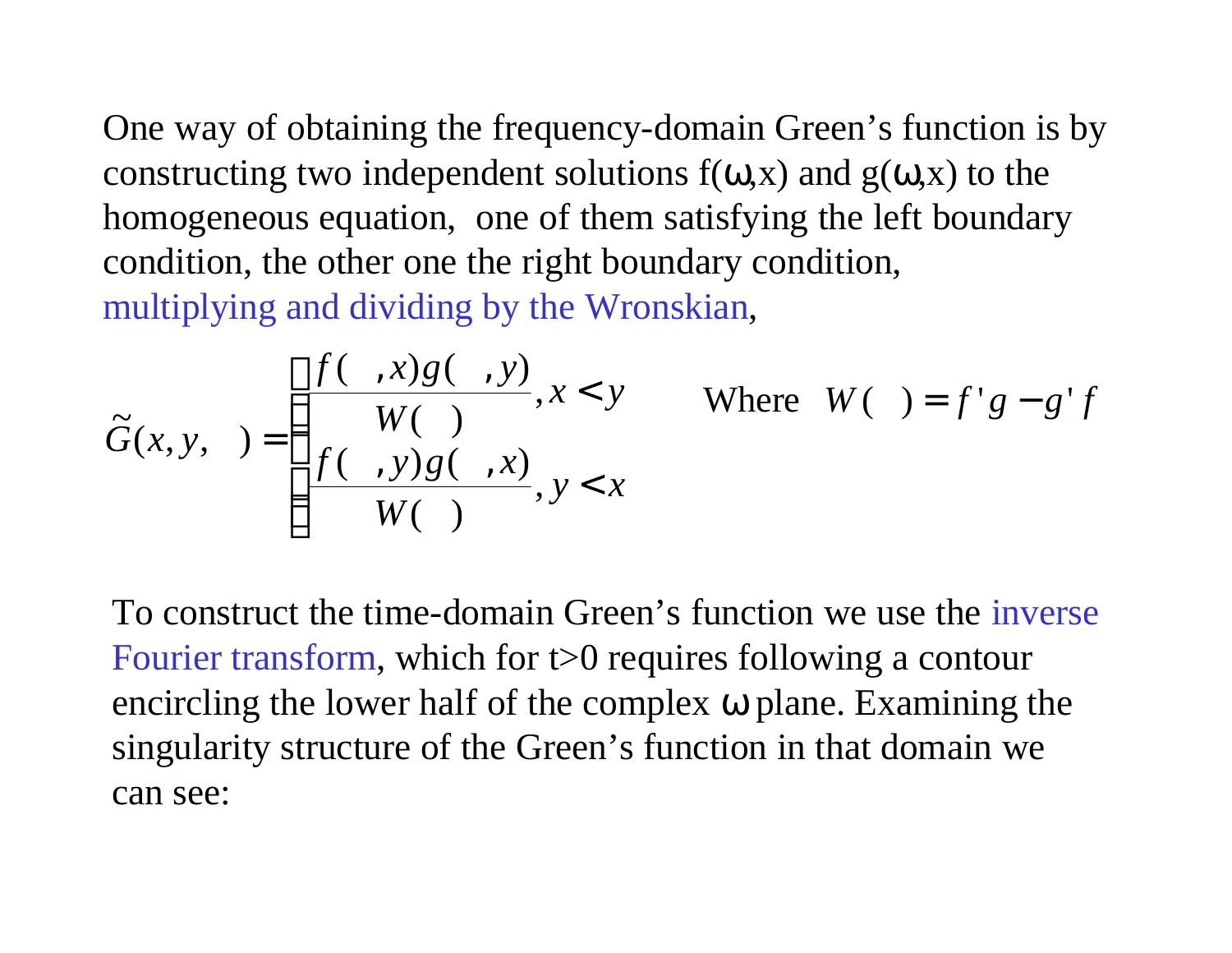One way of obtaining the frequency-domain Green's function is by constructing two independent solutions f(ω,x) and g(ω,x) to the homogeneous equation, one of them satisfying the left boundary condition, the other one the right boundary condition, multiplying and dividing by the Wronskian,

$$\tilde{G}(x,y,\omega)=\begin{cases}\dfrac{f(\omega,x)g(\omega,y)}{W(\omega)}, x<y\\[2ex]\dfrac{f(\omega,y)g(\omega,x)}{W(\omega)}, y<x\end{cases}\qquad \text{Where}\quad W(\omega)=f'g-g'f$$

To construct the time-domain Green's function we use the inverse Fourier transform, which for t>0 requires following a contour encircling the lower half of the complex ω plane. Examining the singularity structure of the Green's function in that domain we can see: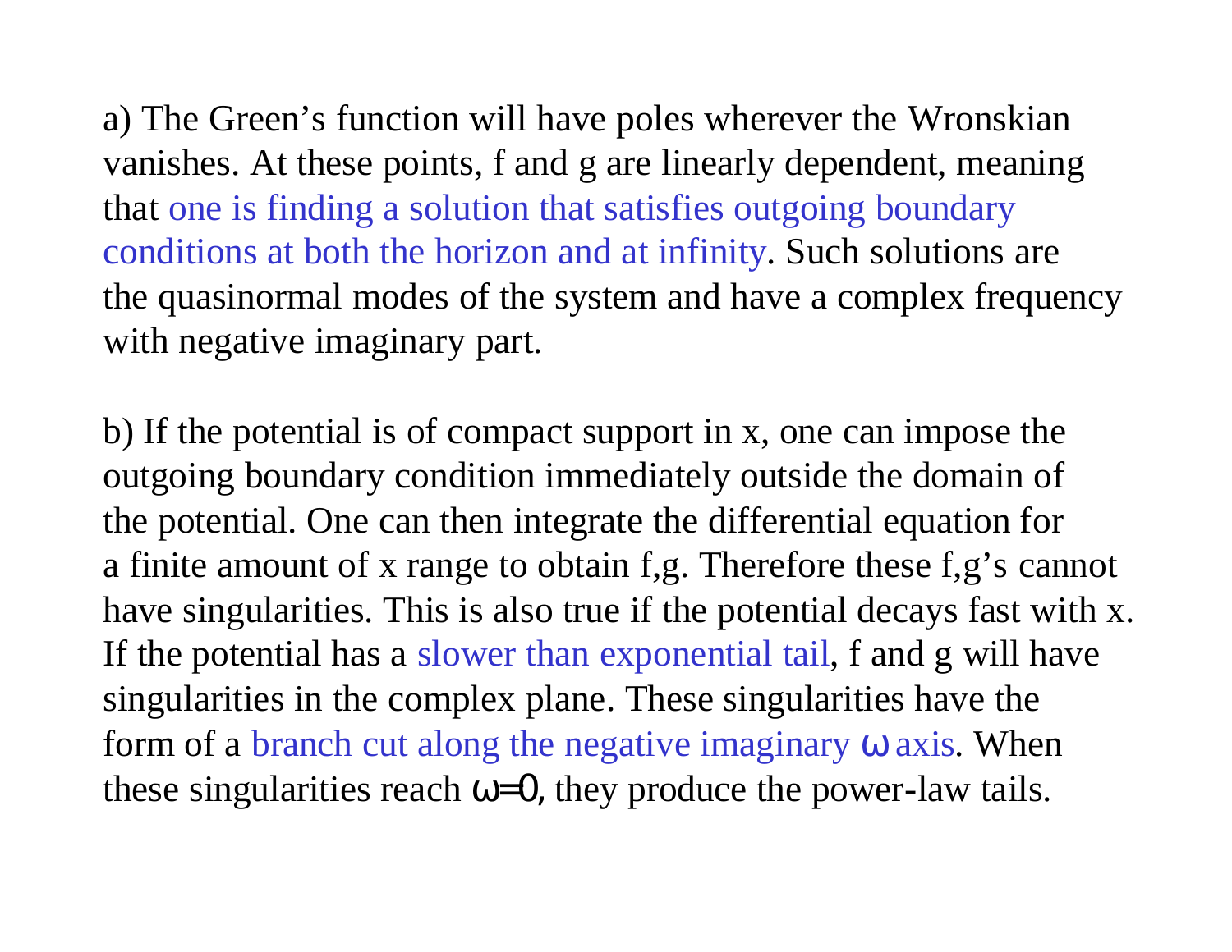a) The Green's function will have poles wherever the Wronskian vanishes. At these points, f and g are linearly dependent, meaning that one is finding a solution that satisfies outgoing boundary conditions at both the horizon and at infinity. Such solutions are the quasinormal modes of the system and have a complex frequency with negative imaginary part.

b) If the potential is of compact support in x, one can impose the outgoing boundary condition immediately outside the domain of the potential. One can then integrate the differential equation for a finite amount of x range to obtain f,g. Therefore these f,g's cannot have singularities. This is also true if the potential decays fast with x. If the potential has a slower than exponential tail, f and g will have singularities in the complex plane. These singularities have the form of a branch cut along the negative imaginary $\omega$ axis. When these singularities reach $\omega=0$, they produce the power-law tails.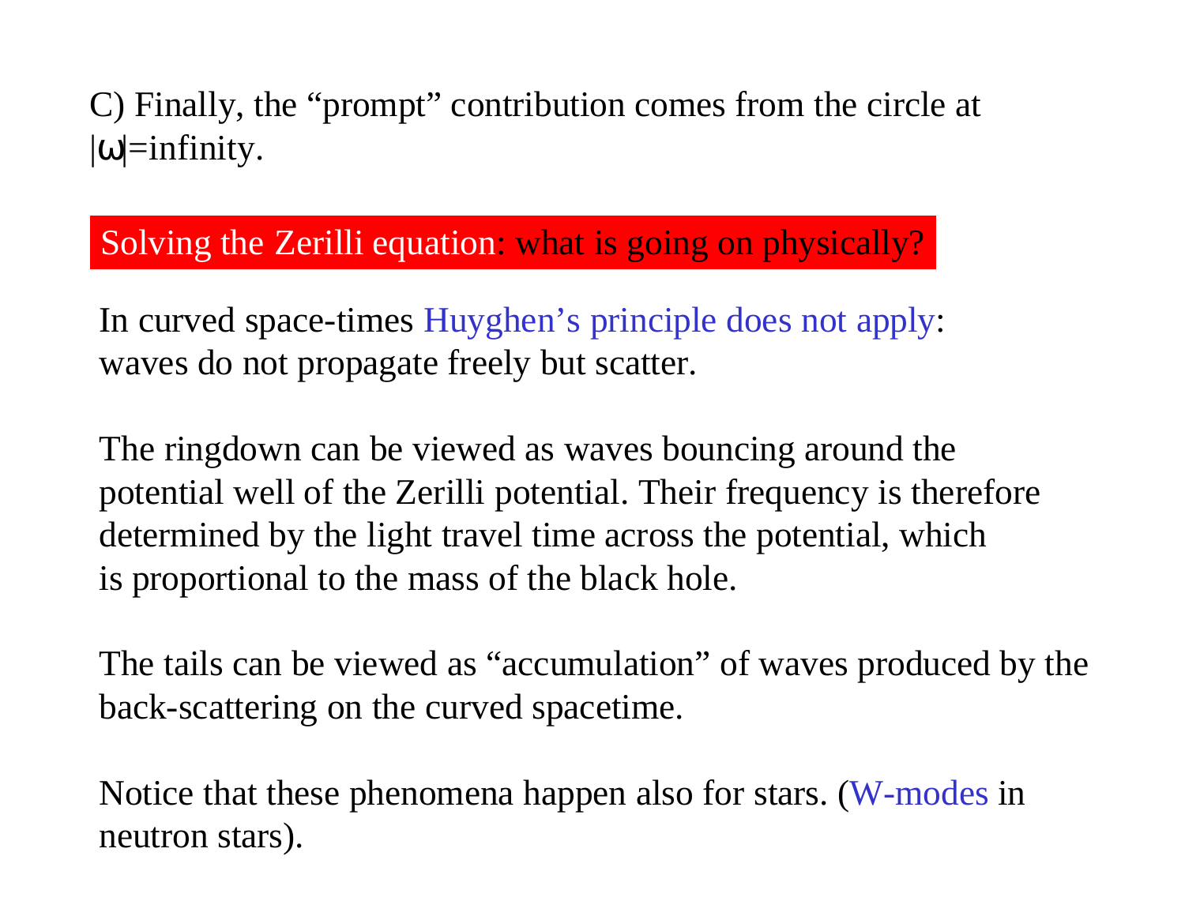C) Finally, the “prompt” contribution comes from the circle at $|\omega|$=infinity.

## Solving the Zerilli equation: what is going on physically?

In curved space-times Huyghen’s principle does not apply: waves do not propagate freely but scatter.

The ringdown can be viewed as waves bouncing around the potential well of the Zerilli potential. Their frequency is therefore determined by the light travel time across the potential, which is proportional to the mass of the black hole.

The tails can be viewed as “accumulation” of waves produced by the back-scattering on the curved spacetime.

Notice that these phenomena happen also for stars. (W-modes in neutron stars).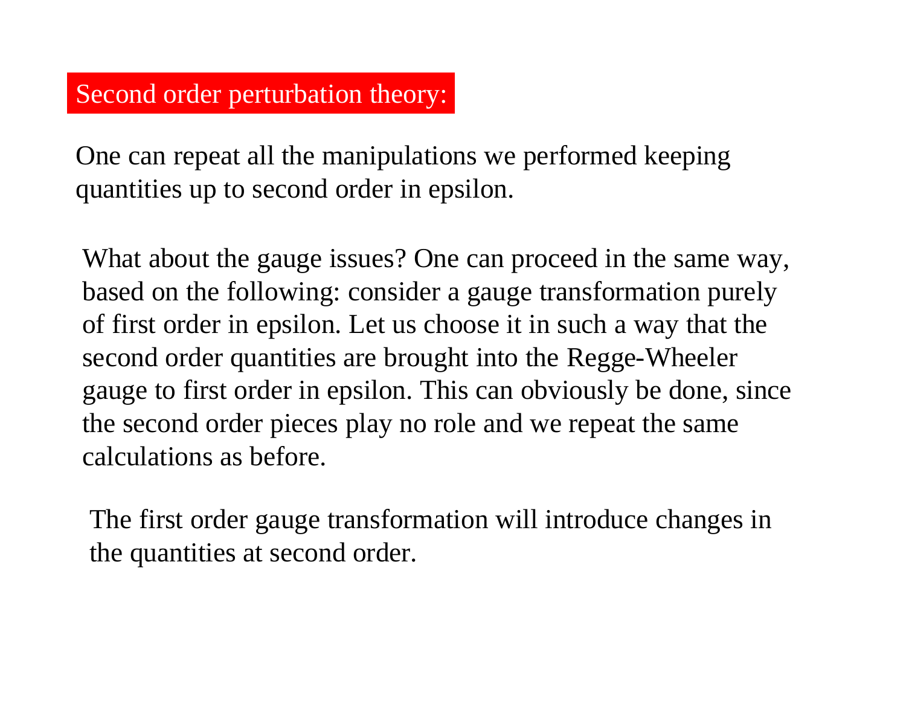## Second order perturbation theory:

One can repeat all the manipulations we performed keeping quantities up to second order in epsilon.

What about the gauge issues? One can proceed in the same way, based on the following: consider a gauge transformation purely of first order in epsilon. Let us choose it in such a way that the second order quantities are brought into the Regge-Wheeler gauge to first order in epsilon. This can obviously be done, since the second order pieces play no role and we repeat the same calculations as before.

The first order gauge transformation will introduce changes in the quantities at second order.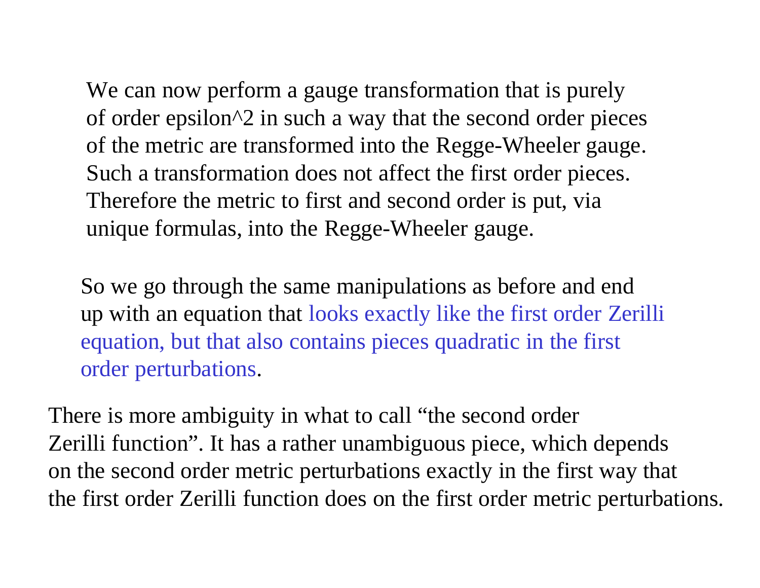We can now perform a gauge transformation that is purely of order epsilon^2 in such a way that the second order pieces of the metric are transformed into the Regge-Wheeler gauge. Such a transformation does not affect the first order pieces. Therefore the metric to first and second order is put, via unique formulas, into the Regge-Wheeler gauge.

So we go through the same manipulations as before and end up with an equation that looks exactly like the first order Zerilli equation, but that also contains pieces quadratic in the first order perturbations.

There is more ambiguity in what to call "the second order Zerilli function". It has a rather unambiguous piece, which depends on the second order metric perturbations exactly in the first way that the first order Zerilli function does on the first order metric perturbations.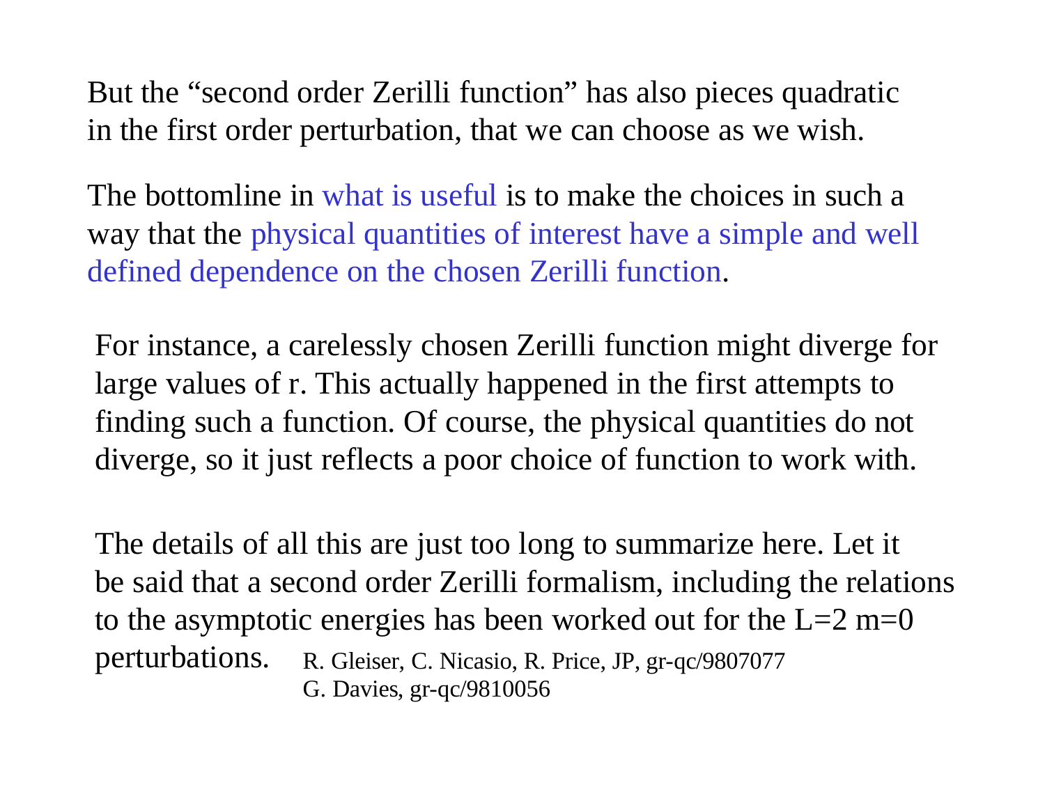But the “second order Zerilli function” has also pieces quadratic in the first order perturbation, that we can choose as we wish.

The bottomline in what is useful is to make the choices in such a way that the physical quantities of interest have a simple and well defined dependence on the chosen Zerilli function.

For instance, a carelessly chosen Zerilli function might diverge for large values of r. This actually happened in the first attempts to finding such a function. Of course, the physical quantities do not diverge, so it just reflects a poor choice of function to work with.

The details of all this are just too long to summarize here. Let it be said that a second order Zerilli formalism, including the relations to the asymptotic energies has been worked out for the L=2 m=0 perturbations.

R. Gleiser, C. Nicasio, R. Price, JP, gr-qc/9807077
G. Davies, gr-qc/9810056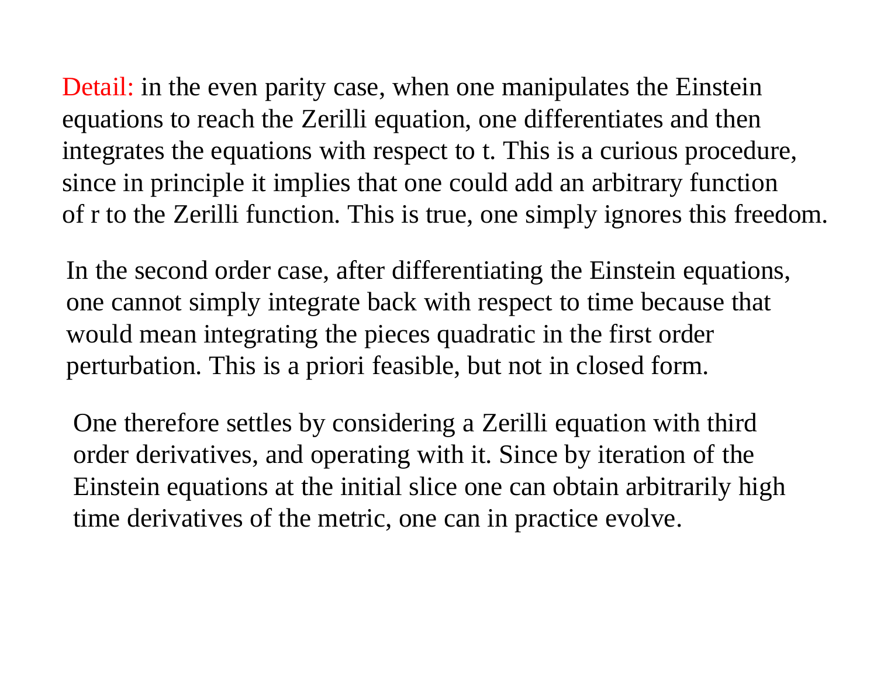Detail: in the even parity case, when one manipulates the Einstein equations to reach the Zerilli equation, one differentiates and then integrates the equations with respect to t. This is a curious procedure, since in principle it implies that one could add an arbitrary function of r to the Zerilli function. This is true, one simply ignores this freedom.

In the second order case, after differentiating the Einstein equations, one cannot simply integrate back with respect to time because that would mean integrating the pieces quadratic in the first order perturbation. This is a priori feasible, but not in closed form.

One therefore settles by considering a Zerilli equation with third order derivatives, and operating with it. Since by iteration of the Einstein equations at the initial slice one can obtain arbitrarily high time derivatives of the metric, one can in practice evolve.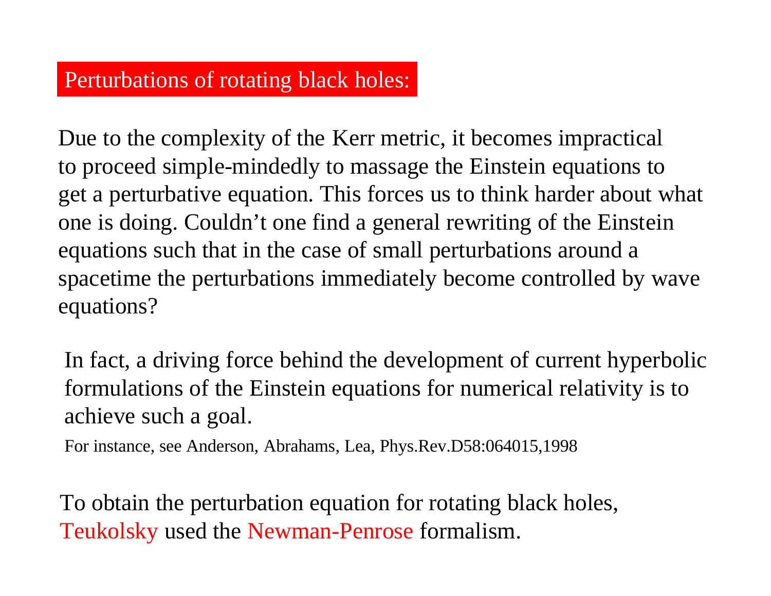## Perturbations of rotating black holes:

Due to the complexity of the Kerr metric, it becomes impractical to proceed simple-mindedly to massage the Einstein equations to get a perturbative equation. This forces us to think harder about what one is doing. Couldn't one find a general rewriting of the Einstein equations such that in the case of small perturbations around a spacetime the perturbations immediately become controlled by wave equations?

In fact, a driving force behind the development of current hyperbolic formulations of the Einstein equations for numerical relativity is to achieve such a goal.

For instance, see Anderson, Abrahams, Lea, Phys.Rev.D58:064015,1998

To obtain the perturbation equation for rotating black holes, Teukolsky used the Newman-Penrose formalism.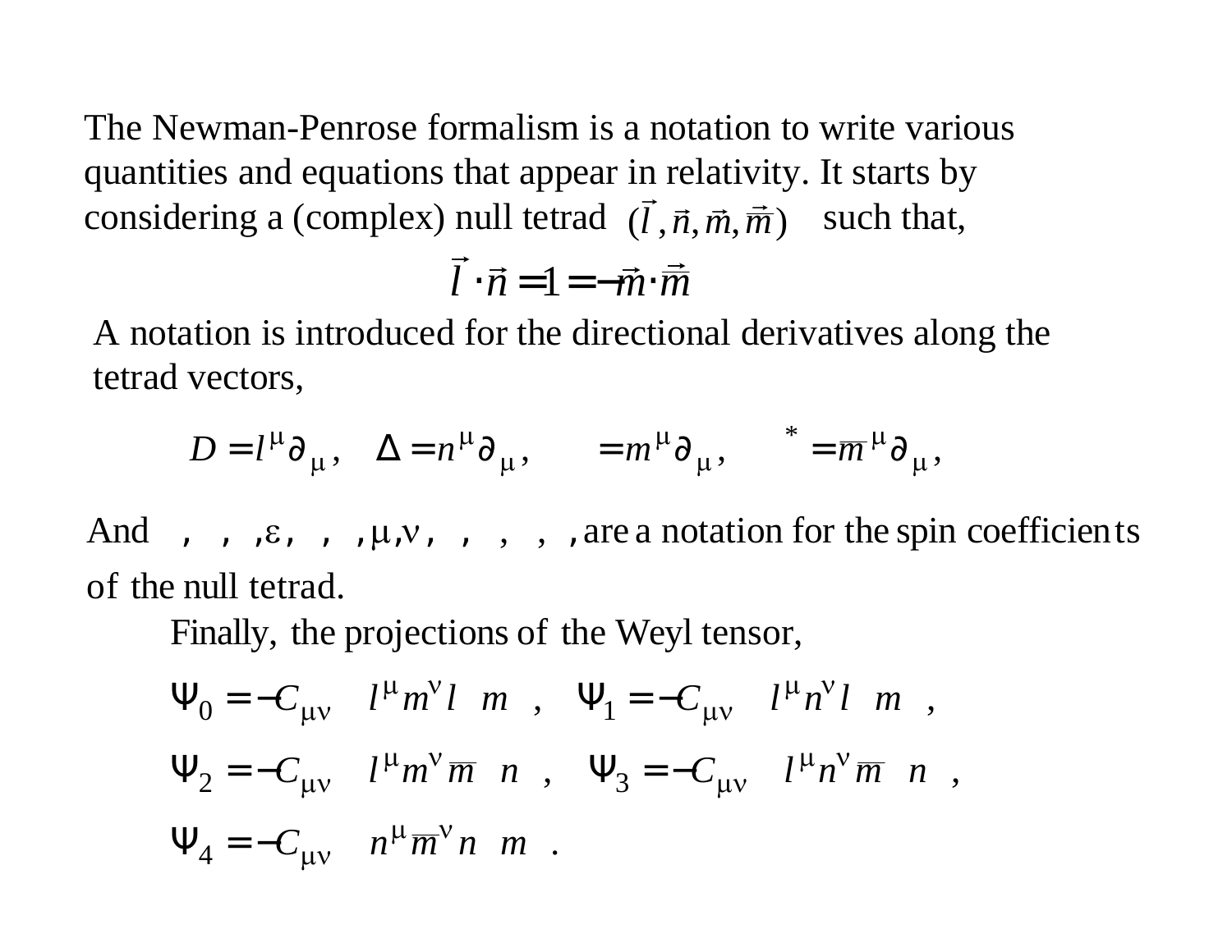The Newman-Penrose formalism is a notation to write various quantities and equations that appear in relativity. It starts by considering a (complex) null tetrad $(\vec{l}, \vec{n}, \vec{m}, \vec{\overline{m}})$ such that,

$$\vec{l} \cdot \vec{n} = 1 = -\vec{m} \cdot \vec{\overline{m}}$$

A notation is introduced for the directional derivatives along the tetrad vectors,

$$D = l^{\mu}\partial_{\mu}, \quad \Delta = n^{\mu}\partial_{\mu}, \quad\quad = m^{\mu}\partial_{\mu}, \quad\quad ^{*} = \overline{m}^{\mu}\partial_{\mu},$$

And $\;,\;,\;,\varepsilon,\;,\;,\mu,\nu,\;,\;,\;,\;,$ are a notation for the spin coefficients of the null tetrad.

Finally, the projections of the Weyl tensor,

$$\Psi_0 = -C_{\mu\nu} \quad l^{\mu} m^{\nu} l \;\; m \quad, \quad \Psi_1 = -C_{\mu\nu} \quad l^{\mu} n^{\nu} l \;\; m \quad,$$

$$\Psi_2 = -C_{\mu\nu} \quad l^{\mu} m^{\nu} \overline{m} \;\; n \quad, \quad \Psi_3 = -C_{\mu\nu} \quad l^{\mu} n^{\nu} \overline{m} \;\; n \quad,$$

$$\Psi_4 = -C_{\mu\nu} \quad n^{\mu} \overline{m}^{\nu} n \;\; m \quad.$$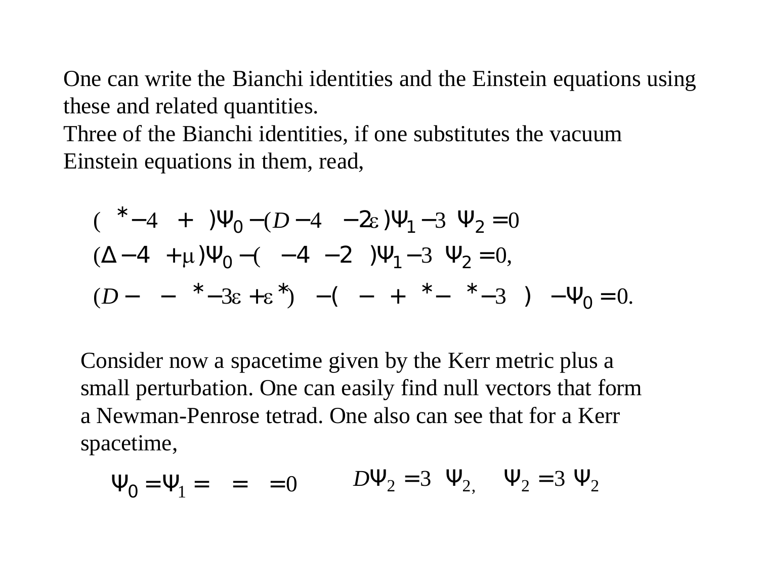One can write the Bianchi identities and the Einstein equations using these and related quantities.
Three of the Bianchi identities, if one substitutes the vacuum Einstein equations in them, read,

$$(\delta^* - 4\alpha + \pi)\Psi_0 - (D - 4\rho - 2\varepsilon)\Psi_1 - 3\kappa\Psi_2 = 0$$

$$(\Delta - 4\gamma + \mu)\Psi_0 - (\delta - 4\tau - 2\beta)\Psi_1 - 3\sigma\Psi_2 = 0,$$

$$(D - \rho - \rho^* - 3\varepsilon + \varepsilon^*)\sigma - (\delta - \tau + \pi^* - \alpha^* - 3\beta)\kappa - \Psi_0 = 0.$$

Consider now a spacetime given by the Kerr metric plus a small perturbation. One can easily find null vectors that form a Newman-Penrose tetrad. One also can see that for a Kerr spacetime,

$$\Psi_0 = \Psi_1 = \kappa = \sigma = 0 \qquad D\Psi_2 = 3\rho\Psi_2, \quad \delta\Psi_2 = 3\tau\Psi_2$$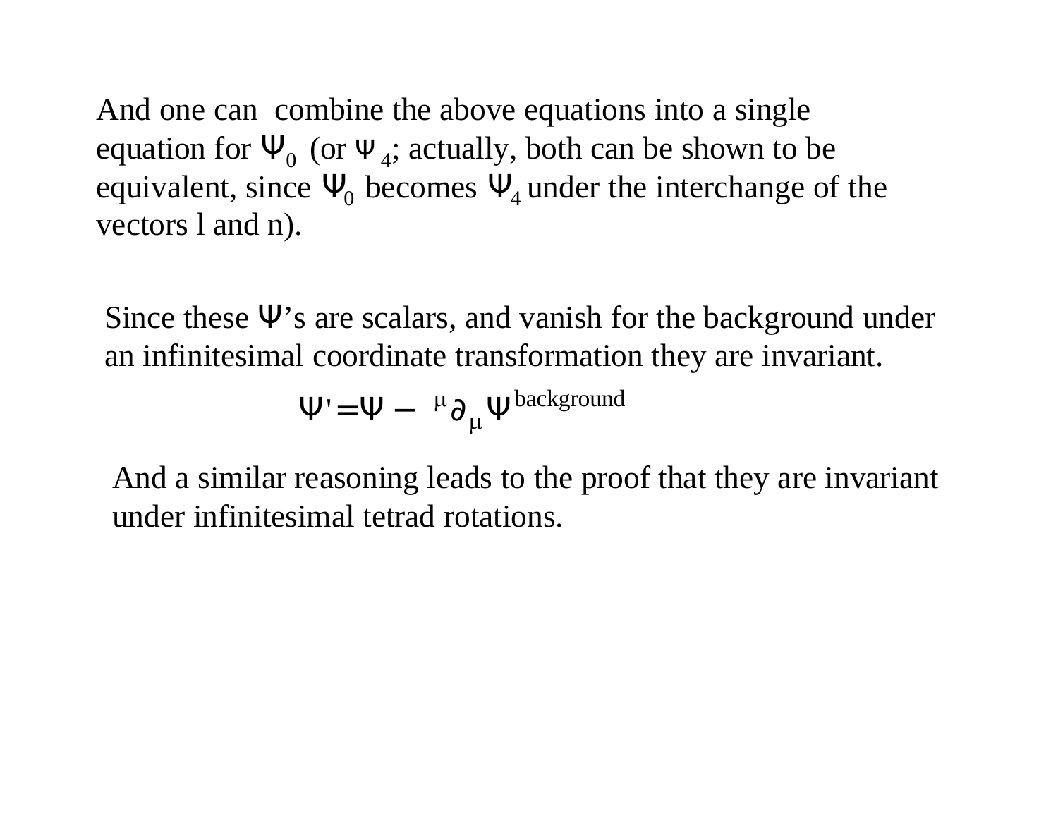And one can combine the above equations into a single equation for $\Psi_0$ (or $\Psi_4$; actually, both can be shown to be equivalent, since $\Psi_0$ becomes $\Psi_4$ under the interchange of the vectors l and n).

Since these Ψ's are scalars, and vanish for the background under an infinitesimal coordinate transformation they are invariant.

$$\Psi' = \Psi - \;^{\mu}\partial_{\mu}\Psi^{\text{background}}$$

And a similar reasoning leads to the proof that they are invariant under infinitesimal tetrad rotations.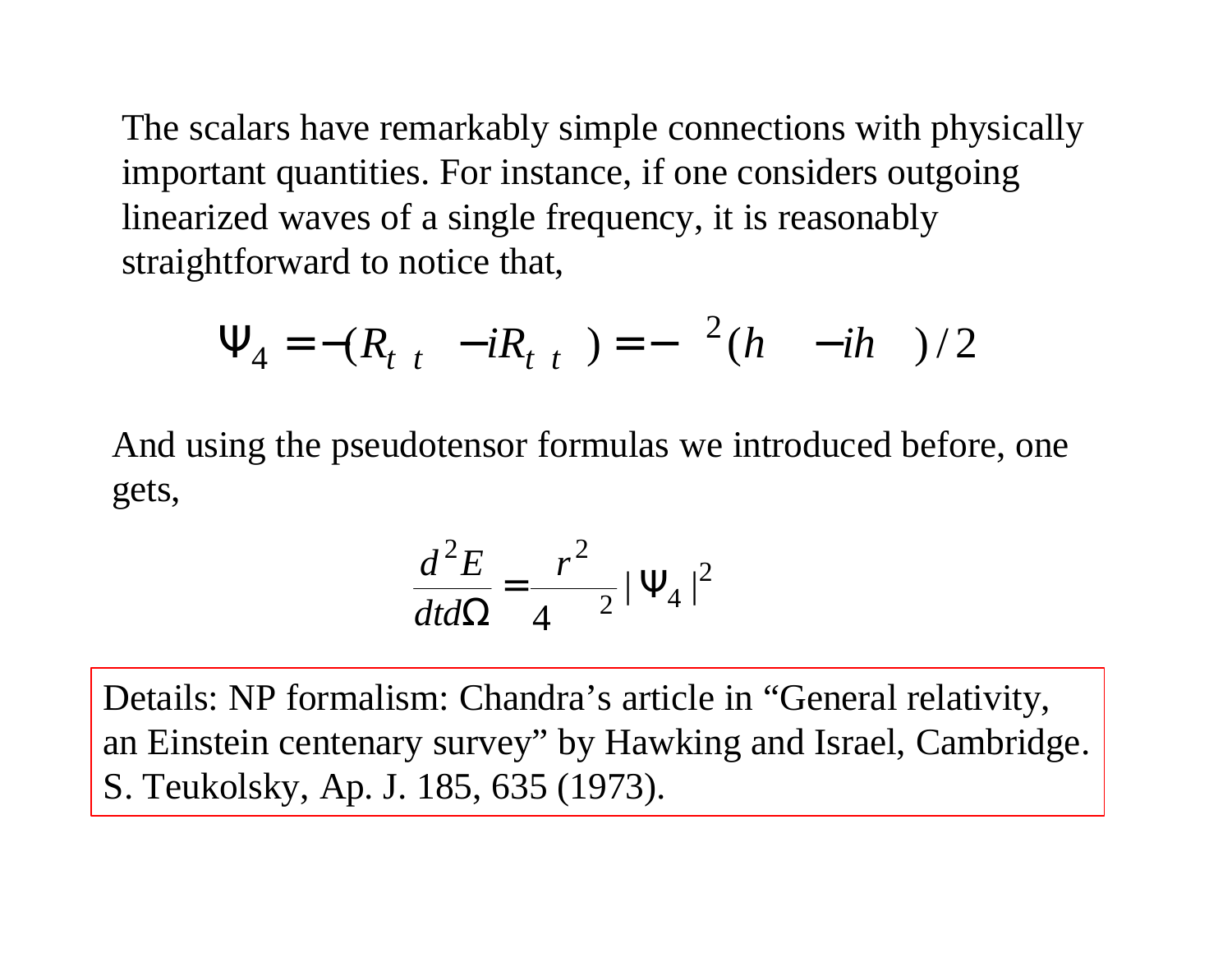The scalars have remarkably simple connections with physically important quantities. For instance, if one considers outgoing linearized waves of a single frequency, it is reasonably straightforward to notice that,

$$\Psi_4 = -(R_{t\ t} - iR_{t\ t}) = - \ ^2(h \quad - ih \quad )/2$$

And using the pseudotensor formulas we introduced before, one gets,

$$\frac{d^2E}{dtd\Omega} = \frac{r^2}{4 \quad ^2} |\Psi_4|^2$$

Details: NP formalism: Chandra's article in "General relativity, an Einstein centenary survey" by Hawking and Israel, Cambridge.
S. Teukolsky, Ap. J. 185, 635 (1973).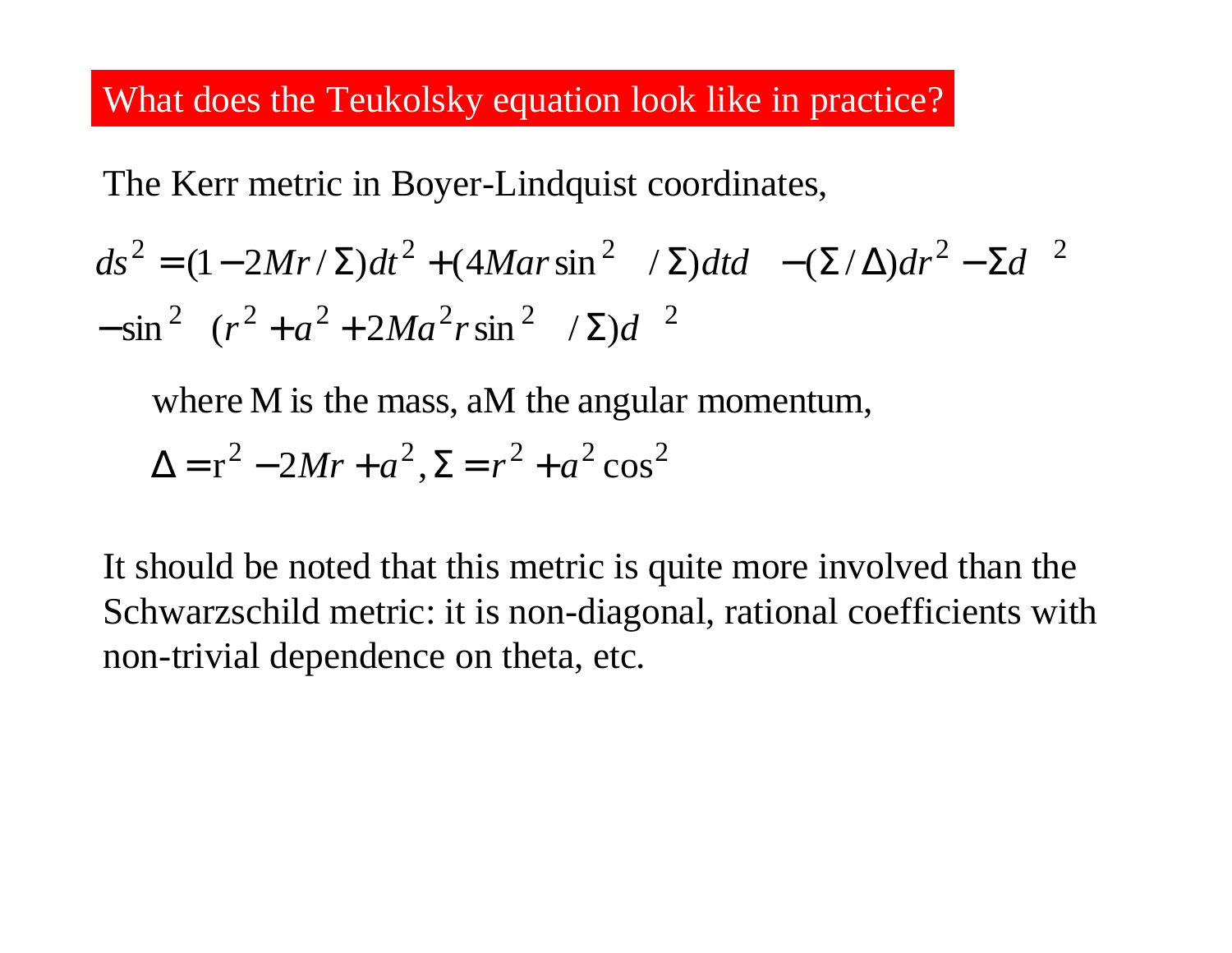# What does the Teukolsky equation look like in practice?

The Kerr metric in Boyer-Lindquist coordinates,

$$ds^2 = (1 - 2Mr/\Sigma)dt^2 + (4Mar\sin^2\theta/\Sigma)dt\,d\phi - (\Sigma/\Delta)dr^2 - \Sigma d\theta^2$$
$$- \sin^2\theta\,(r^2 + a^2 + 2Ma^2 r\sin^2\theta/\Sigma)d\phi^2$$

where M is the mass, aM the angular momentum,

$$\Delta = r^2 - 2Mr + a^2, \Sigma = r^2 + a^2\cos^2\theta$$

It should be noted that this metric is quite more involved than the Schwarzschild metric: it is non-diagonal, rational coefficients with non-trivial dependence on theta, etc.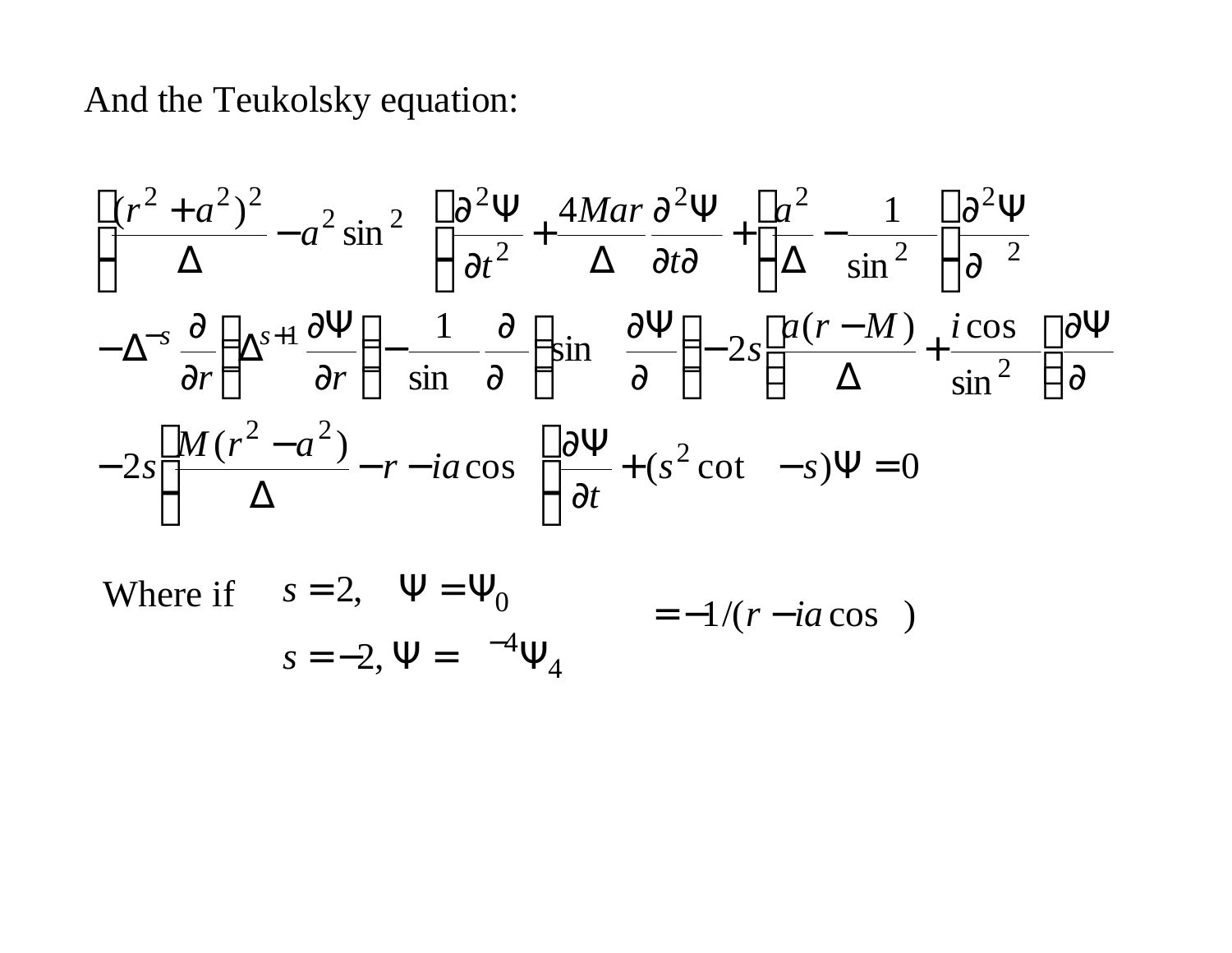And the Teukolsky equation:

$$
\left[\frac{(r^2+a^2)^2}{\Delta} - a^2\sin^2\theta\right]\frac{\partial^2\Psi}{\partial t^2} + \frac{4Mar}{\Delta}\frac{\partial^2\Psi}{\partial t\,\partial\phi} + \left[\frac{a^2}{\Delta} - \frac{1}{\sin^2\theta}\right]\frac{\partial^2\Psi}{\partial\phi^2}
$$

$$
- \Delta^{-s}\frac{\partial}{\partial r}\left(\Delta^{s+1}\frac{\partial\Psi}{\partial r}\right) - \frac{1}{\sin\theta}\frac{\partial}{\partial\theta}\left(\sin\theta\frac{\partial\Psi}{\partial\theta}\right) - 2s\left[\frac{a(r-M)}{\Delta} + \frac{i\cos\theta}{\sin^2\theta}\right]\frac{\partial\Psi}{\partial\phi}
$$

$$
- 2s\left[\frac{M(r^2-a^2)}{\Delta} - r - ia\cos\theta\right]\frac{\partial\Psi}{\partial t} + (s^2\cot^2\theta - s)\Psi = 0
$$

Where if $s = 2, \quad \Psi = \Psi_0$

$s = -2, \Psi = \rho^{-4}\Psi_4 \qquad \rho = -1/(r - ia\cos\theta)$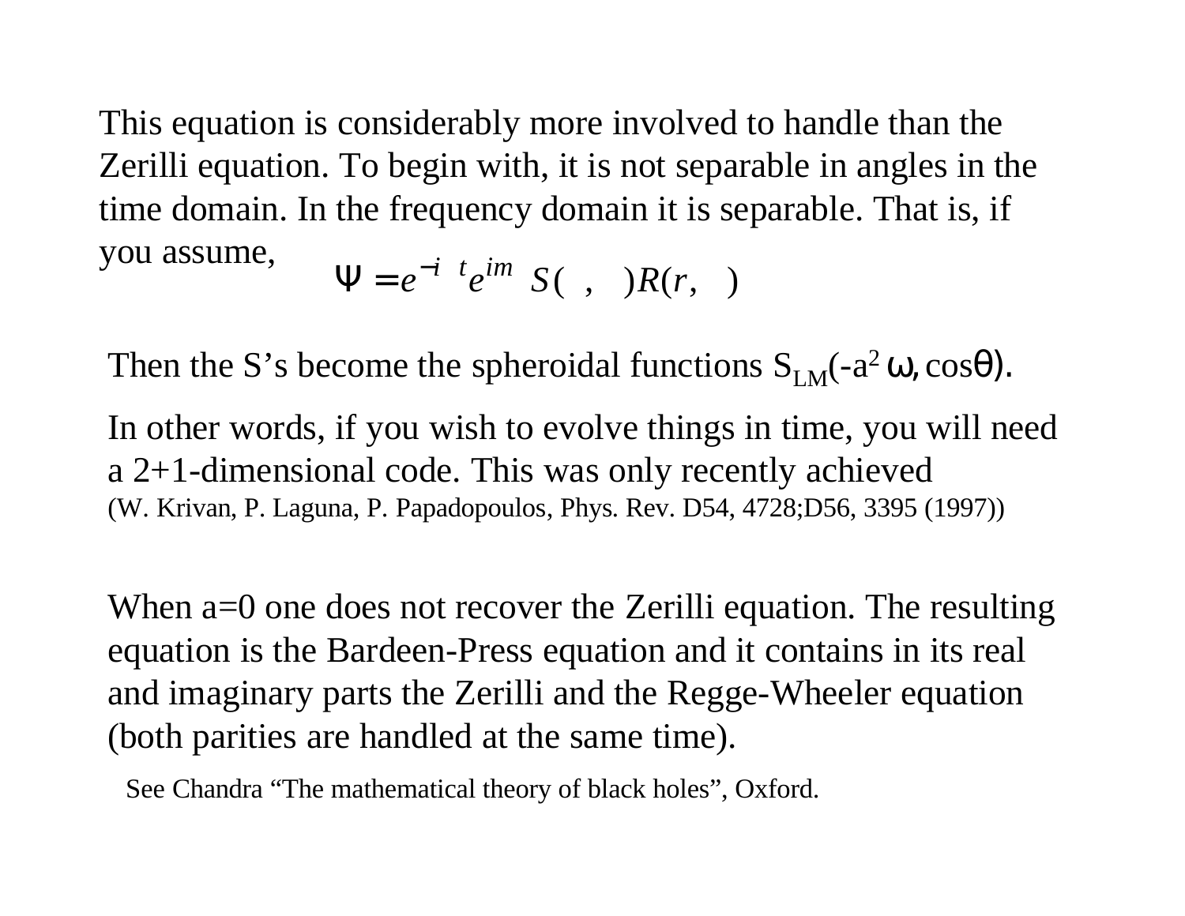This equation is considerably more involved to handle than the Zerilli equation. To begin with, it is not separable in angles in the time domain. In the frequency domain it is separable. That is, if you assume,

$$\Psi = e^{-i\omega t} e^{im\varphi} S(\theta, \omega) R(r, \omega)$$

Then the S's become the spheroidal functions $S_{LM}(-a^2\omega, \cos\theta)$.

In other words, if you wish to evolve things in time, you will need a 2+1-dimensional code. This was only recently achieved (W. Krivan, P. Laguna, P. Papadopoulos, Phys. Rev. D54, 4728;D56, 3395 (1997))

When a=0 one does not recover the Zerilli equation. The resulting equation is the Bardeen-Press equation and it contains in its real and imaginary parts the Zerilli and the Regge-Wheeler equation (both parities are handled at the same time).

See Chandra "The mathematical theory of black holes", Oxford.